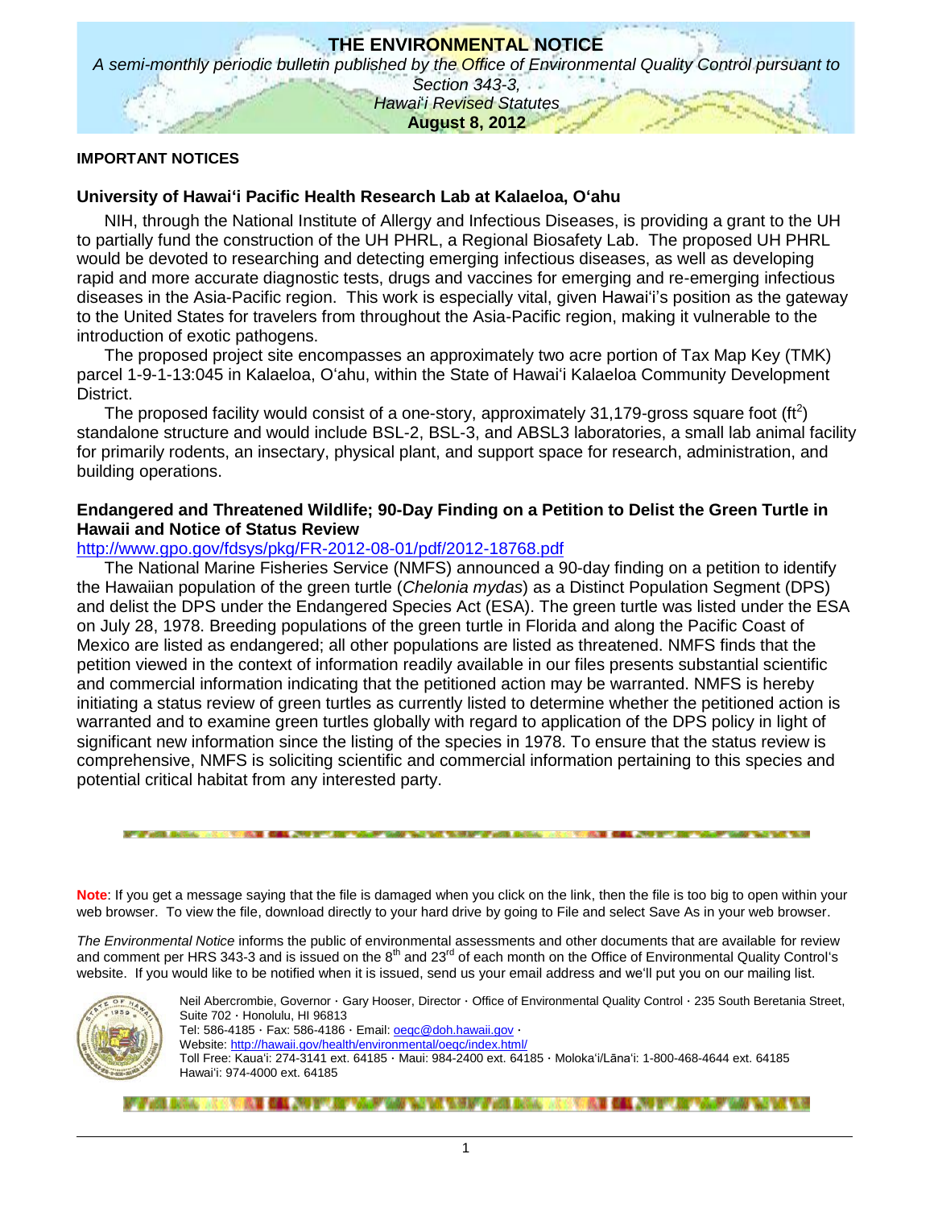# THE ENVIRONMENTAL NOTICE

*A semi-monthly periodic bulletin published by the Office of Environmental Quality Control pursuant to Section 343-3, Hawai'i Revised Statutes*

**August 8, 2012**

## IMPORTANT NOTICES

### University of Hawai'i Pacific Health Research Lab at Kalaeloa, O'ahu

NIH, through the National Institute of Allergy and Infectious Diseases, is providing a grant to the UH to partially fund the construction of the UH PHRL, a Regional Biosafety Lab. The proposed UH PHRL would be devoted to researching and detecting emerging infectious diseases, as well as developing rapid and more accurate diagnostic tests, drugs and vaccines for emerging and re-emerging infectious diseases in the Asia-Pacific region. This work is especially vital, given Hawai'i's position as the gateway to the United States for travelers from throughout the Asia-Pacific region, making it vulnerable to the introduction of exotic pathogens.

The proposed project site encompasses an approximately two acre portion of Tax Map Key (TMK) parcel 1-9-1-13:045 in Kalaeloa, O'ahu, within the State of Hawai'i Kalaeloa Community Development District.

The proposed facility would consist of a one-story, approximately 31,179-gross square foot ($ft^2$) standalone structure and would include BSL-2, BSL-3, and ABSL3 laboratories, a small lab animal facility for primarily rodents, an insectary, physical plant, and support space for research, administration, and building operations.

### Endangered and Threatened Wildlife; 90-Day Finding on a Petition to Delist the Green Turtle in Hawaii and Notice of Status Review

http://www.gpo.gov/fdsys/pkg/FR-2012-08-01/pdf/2012-18768.pdf

The National Marine Fisheries Service (NMFS) announced a 90-day finding on a petition to identify the Hawaiian population of the green turtle (*Chelonia mydas*) as a Distinct Population Segment (DPS) and delist the DPS under the Endangered Species Act (ESA). The green turtle was listed under the ESA on July 28, 1978. Breeding populations of the green turtle in Florida and along the Pacific Coast of Mexico are listed as endangered; all other populations are listed as threatened. NMFS finds that the petition viewed in the context of information readily available in our files presents substantial scientific and commercial information indicating that the petitioned action may be warranted. NMFS is hereby initiating a status review of green turtles as currently listed to determine whether the petitioned action is warranted and to examine green turtles globally with regard to application of the DPS policy in light of significant new information since the listing of the species in 1978. To ensure that the status review is comprehensive, NMFS is soliciting scientific and commercial information pertaining to this species and potential critical habitat from any interested party.

---

**Note**: If you get a message saying that the file is damaged when you click on the link, then the file is too big to open within your web browser. To view the file, download directly to your hard drive by going to File and select Save As in your web browser.

*The Environmental Notice* informs the public of environmental assessments and other documents that are available for review and comment per HRS 343-3 and is issued on the 8th and 23rd of each month on the Office of Environmental Quality Control's website. If you would like to be notified when it is issued, send us your email address and we'll put you on our mailing list.

Neil Abercrombie, Governor · Gary Hooser, Director · Office of Environmental Quality Control · 235 South Beretania Street, Suite 702 · Honolulu, HI 96813
Tel: 586-4185 · Fax: 586-4186 · Email: oeqc@doh.hawaii.gov ·
Website: http://hawaii.gov/health/environmental/oeqc/index.html/
Toll Free: Kaua'i: 274-3141 ext. 64185 · Maui: 984-2400 ext. 64185 · Moloka'i/Lāna'i: 1-800-468-4644 ext. 64185
Hawai'i: 974-4000 ext. 64185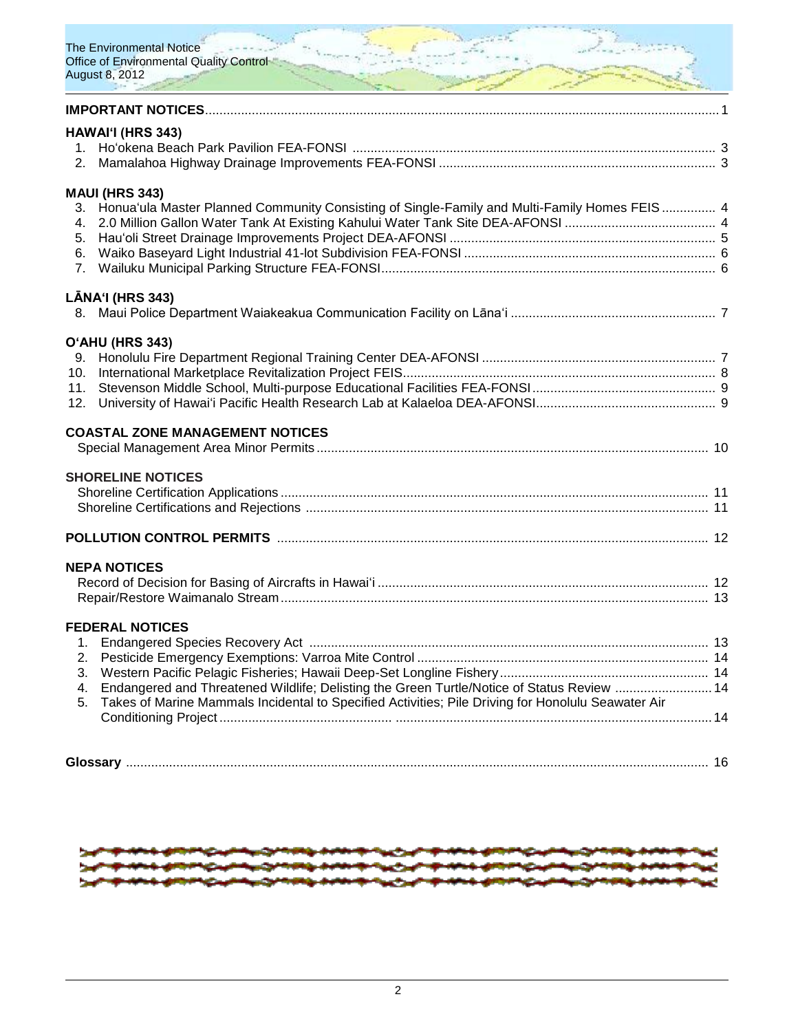**IMPORTANT NOTICES** ..... 1

**HAWAIʻI (HRS 343)**

1. Hoʻokena Beach Park Pavilion FEA-FONSI ..... 3
2. Mamalahoa Highway Drainage Improvements FEA-FONSI ..... 3

**MAUI (HRS 343)**

3. Honuaʻula Master Planned Community Consisting of Single-Family and Multi-Family Homes FEIS ..... 4
4. 2.0 Million Gallon Water Tank At Existing Kahului Water Tank Site DEA-AFONSI ..... 4
5. Hauʻoli Street Drainage Improvements Project DEA-AFONSI ..... 5
6. Waiko Baseyard Light Industrial 41-lot Subdivision FEA-FONSI ..... 6
7. Wailuku Municipal Parking Structure FEA-FONSI ..... 6

**LĀNAʻI (HRS 343)**

8. Maui Police Department Waiakeakua Communication Facility on Lānaʻi ..... 7

**OʻAHU (HRS 343)**

9. Honolulu Fire Department Regional Training Center DEA-AFONSI ..... 7
10. International Marketplace Revitalization Project FEIS ..... 8
11. Stevenson Middle School, Multi-purpose Educational Facilities FEA-FONSI ..... 9
12. University of Hawaiʻi Pacific Health Research Lab at Kalaeloa DEA-AFONSI ..... 9

**COASTAL ZONE MANAGEMENT NOTICES**

Special Management Area Minor Permits ..... 10

**SHORELINE NOTICES**

Shoreline Certification Applications ..... 11
Shoreline Certifications and Rejections ..... 11

**POLLUTION CONTROL PERMITS** ..... 12

**NEPA NOTICES**

Record of Decision for Basing of Aircrafts in Hawaiʻi ..... 12
Repair/Restore Waimanalo Stream ..... 13

**FEDERAL NOTICES**

1. Endangered Species Recovery Act ..... 13
2. Pesticide Emergency Exemptions: Varroa Mite Control ..... 14
3. Western Pacific Pelagic Fisheries; Hawaii Deep-Set Longline Fishery ..... 14
4. Endangered and Threatened Wildlife; Delisting the Green Turtle/Notice of Status Review ..... 14
5. Takes of Marine Mammals Incidental to Specified Activities; Pile Driving for Honolulu Seawater Air Conditioning Project ..... 14

**Glossary** ..... 16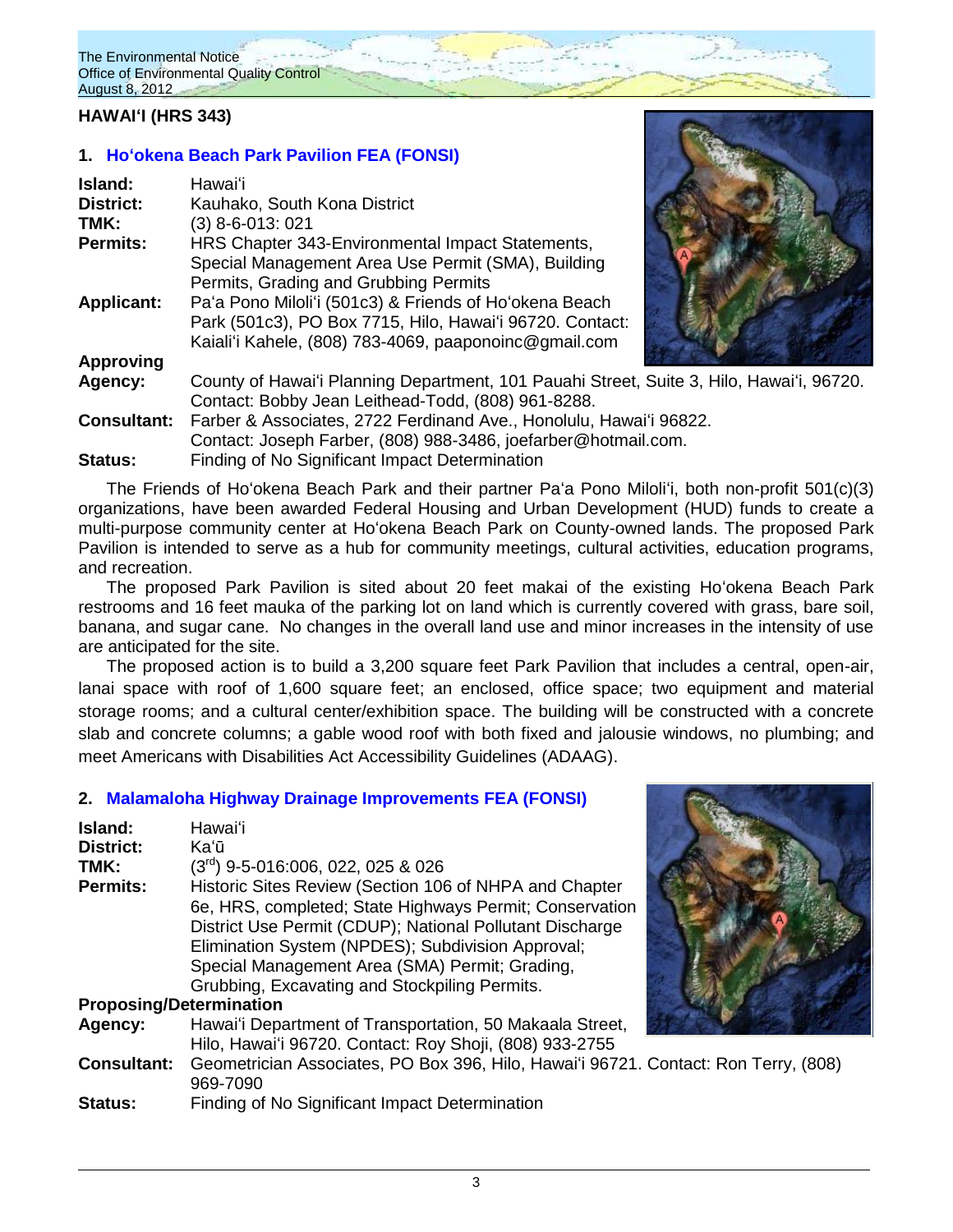## HAWAI'I (HRS 343)

### 1. Ho'okena Beach Park Pavilion FEA (FONSI)

**Island:** Hawai'i
**District:** Kauhako, South Kona District
**TMK:** (3) 8-6-013: 021
**Permits:** HRS Chapter 343-Environmental Impact Statements, Special Management Area Use Permit (SMA), Building Permits, Grading and Grubbing Permits
**Applicant:** Pa'a Pono Miloli'i (501c3) & Friends of Ho'okena Beach Park (501c3), PO Box 7715, Hilo, Hawai'i 96720. Contact: Kaiali'i Kahele, (808) 783-4069, paaponoinc@gmail.com
**Approving Agency:** County of Hawai'i Planning Department, 101 Pauahi Street, Suite 3, Hilo, Hawai'i, 96720. Contact: Bobby Jean Leithead-Todd, (808) 961-8288.
**Consultant:** Farber & Associates, 2722 Ferdinand Ave., Honolulu, Hawai'i 96822. Contact: Joseph Farber, (808) 988-3486, joefarber@hotmail.com.
**Status:** Finding of No Significant Impact Determination

The Friends of Ho'okena Beach Park and their partner Pa'a Pono Miloli'i, both non-profit 501(c)(3) organizations, have been awarded Federal Housing and Urban Development (HUD) funds to create a multi-purpose community center at Ho'okena Beach Park on County-owned lands. The proposed Park Pavilion is intended to serve as a hub for community meetings, cultural activities, education programs, and recreation.

The proposed Park Pavilion is sited about 20 feet makai of the existing Ho'okena Beach Park restrooms and 16 feet mauka of the parking lot on land which is currently covered with grass, bare soil, banana, and sugar cane. No changes in the overall land use and minor increases in the intensity of use are anticipated for the site.

The proposed action is to build a 3,200 square feet Park Pavilion that includes a central, open-air, lanai space with roof of 1,600 square feet; an enclosed, office space; two equipment and material storage rooms; and a cultural center/exhibition space. The building will be constructed with a concrete slab and concrete columns; a gable wood roof with both fixed and jalousie windows, no plumbing; and meet Americans with Disabilities Act Accessibility Guidelines (ADAAG).

### 2. Malamaloha Highway Drainage Improvements FEA (FONSI)

**Island:** Hawai'i
**District:** Ka'ū
**TMK:** (3rd) 9-5-016:006, 022, 025 & 026
**Permits:** Historic Sites Review (Section 106 of NHPA and Chapter 6e, HRS, completed; State Highways Permit; Conservation District Use Permit (CDUP); National Pollutant Discharge Elimination System (NPDES); Subdivision Approval; Special Management Area (SMA) Permit; Grading, Grubbing, Excavating and Stockpiling Permits.
**Proposing/Determination Agency:** Hawai'i Department of Transportation, 50 Makaala Street, Hilo, Hawai'i 96720. Contact: Roy Shoji, (808) 933-2755
**Consultant:** Geometrician Associates, PO Box 396, Hilo, Hawai'i 96721. Contact: Ron Terry, (808) 969-7090
**Status:** Finding of No Significant Impact Determination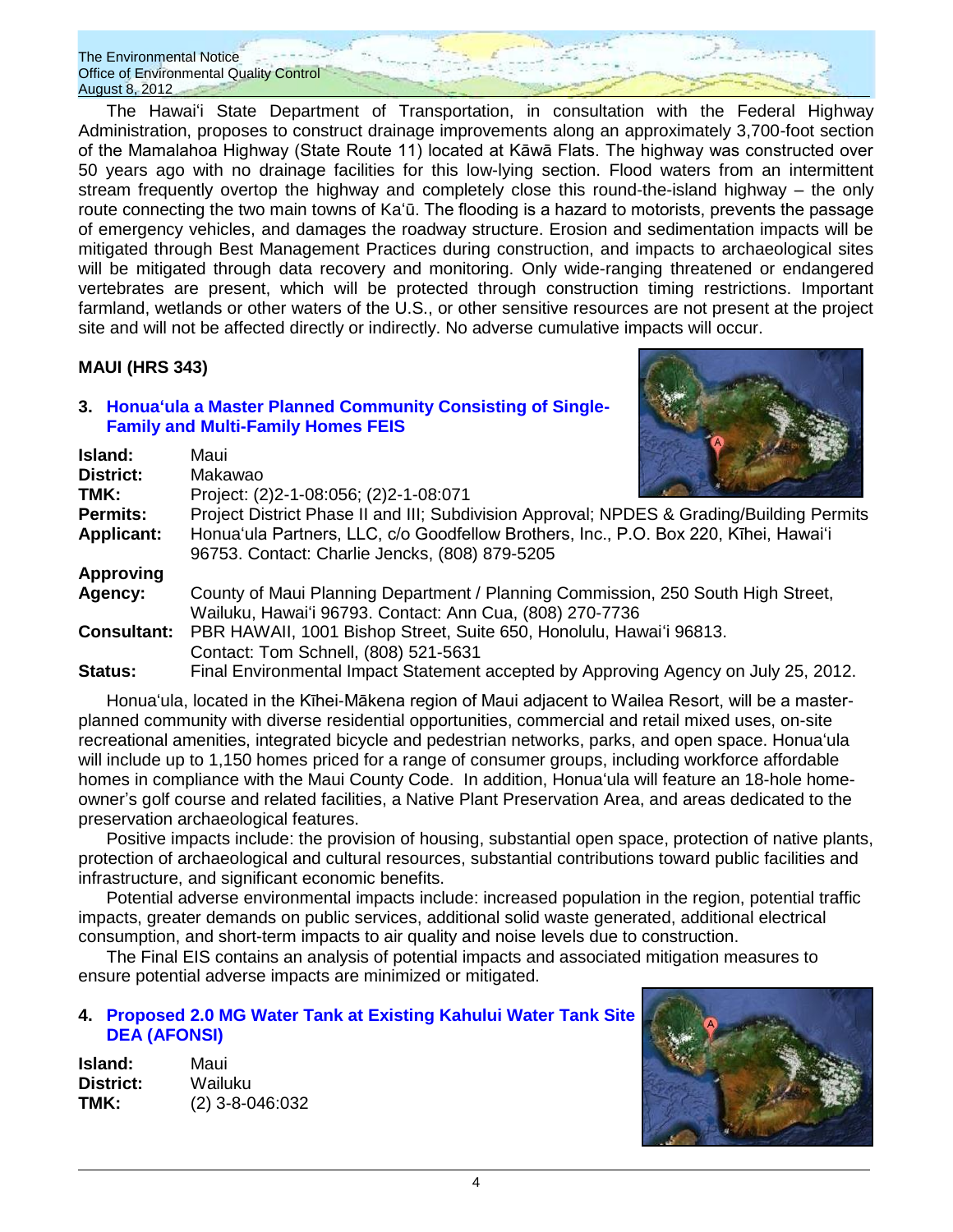The Hawaiʻi State Department of Transportation, in consultation with the Federal Highway Administration, proposes to construct drainage improvements along an approximately 3,700-foot section of the Mamalahoa Highway (State Route 11) located at Kāwā Flats. The highway was constructed over 50 years ago with no drainage facilities for this low-lying section. Flood waters from an intermittent stream frequently overtop the highway and completely close this round-the-island highway – the only route connecting the two main towns of Kaʻū. The flooding is a hazard to motorists, prevents the passage of emergency vehicles, and damages the roadway structure. Erosion and sedimentation impacts will be mitigated through Best Management Practices during construction, and impacts to archaeological sites will be mitigated through data recovery and monitoring. Only wide-ranging threatened or endangered vertebrates are present, which will be protected through construction timing restrictions. Important farmland, wetlands or other waters of the U.S., or other sensitive resources are not present at the project site and will not be affected directly or indirectly. No adverse cumulative impacts will occur.

## MAUI (HRS 343)

### 3. Honuaʻula a Master Planned Community Consisting of Single-Family and Multi-Family Homes FEIS

**Island:** Maui
**District:** Makawao
**TMK:** Project: (2)2-1-08:056; (2)2-1-08:071
**Permits:** Project District Phase II and III; Subdivision Approval; NPDES & Grading/Building Permits
**Applicant:** Honuaʻula Partners, LLC, c/o Goodfellow Brothers, Inc., P.O. Box 220, Kīhei, Hawaiʻi 96753. Contact: Charlie Jencks, (808) 879-5205
**Approving Agency:** County of Maui Planning Department / Planning Commission, 250 South High Street, Wailuku, Hawaiʻi 96793. Contact: Ann Cua, (808) 270-7736
**Consultant:** PBR HAWAII, 1001 Bishop Street, Suite 650, Honolulu, Hawaiʻi 96813. Contact: Tom Schnell, (808) 521-5631
**Status:** Final Environmental Impact Statement accepted by Approving Agency on July 25, 2012.

Honuaʻula, located in the Kīhei-Mākena region of Maui adjacent to Wailea Resort, will be a master-planned community with diverse residential opportunities, commercial and retail mixed uses, on-site recreational amenities, integrated bicycle and pedestrian networks, parks, and open space. Honuaʻula will include up to 1,150 homes priced for a range of consumer groups, including workforce affordable homes in compliance with the Maui County Code. In addition, Honuaʻula will feature an 18-hole home-owner's golf course and related facilities, a Native Plant Preservation Area, and areas dedicated to the preservation archaeological features.

Positive impacts include: the provision of housing, substantial open space, protection of native plants, protection of archaeological and cultural resources, substantial contributions toward public facilities and infrastructure, and significant economic benefits.

Potential adverse environmental impacts include: increased population in the region, potential traffic impacts, greater demands on public services, additional solid waste generated, additional electrical consumption, and short-term impacts to air quality and noise levels due to construction.

The Final EIS contains an analysis of potential impacts and associated mitigation measures to ensure potential adverse impacts are minimized or mitigated.

### 4. Proposed 2.0 MG Water Tank at Existing Kahului Water Tank Site DEA (AFONSI)

**Island:** Maui
**District:** Wailuku
**TMK:** (2) 3-8-046:032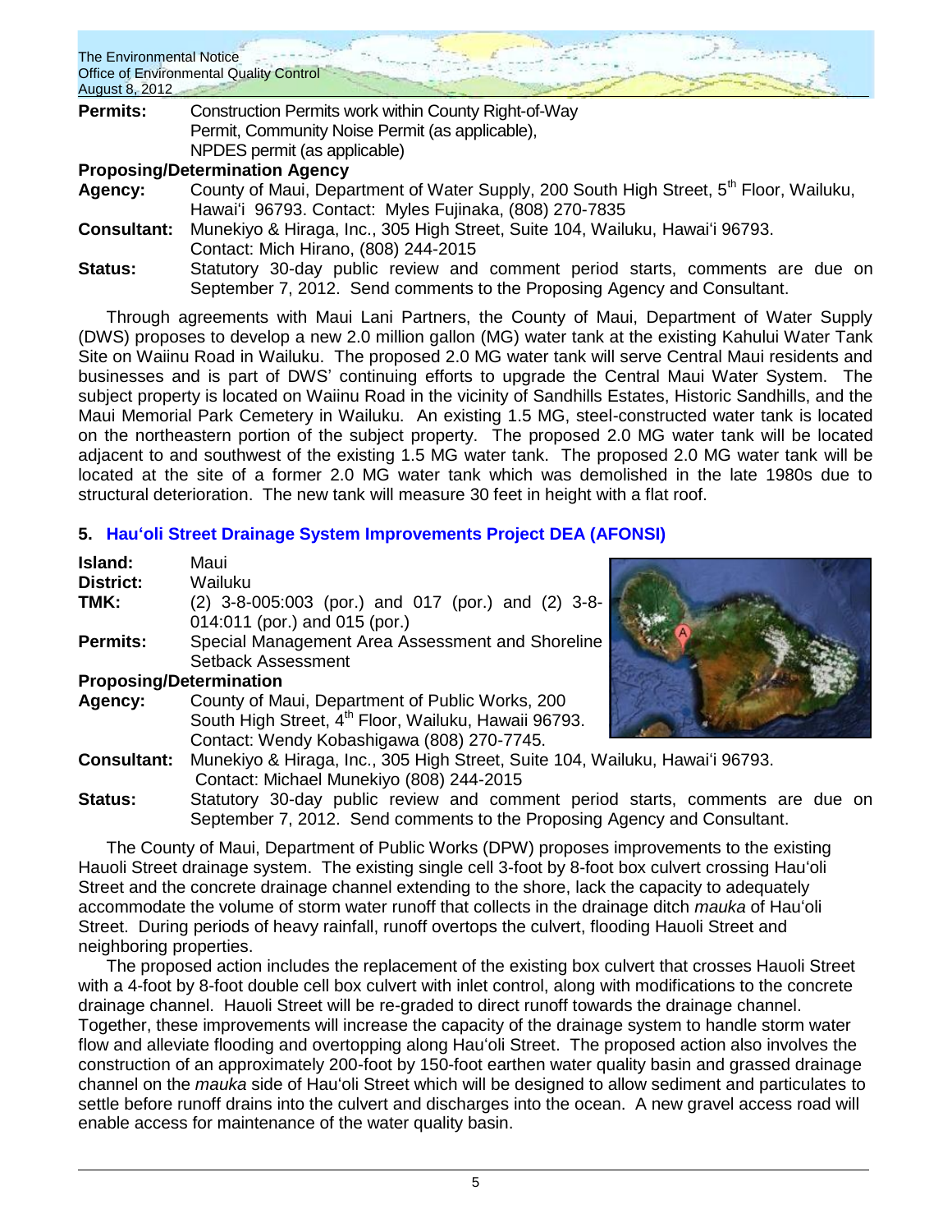**Permits:** Construction Permits work within County Right-of-Way Permit, Community Noise Permit (as applicable), NPDES permit (as applicable)

**Proposing/Determination Agency**

**Agency:** County of Maui, Department of Water Supply, 200 South High Street, 5th Floor, Wailuku, Hawai'i 96793. Contact: Myles Fujinaka, (808) 270-7835

**Consultant:** Munekiyo & Hiraga, Inc., 305 High Street, Suite 104, Wailuku, Hawai'i 96793. Contact: Mich Hirano, (808) 244-2015

**Status:** Statutory 30-day public review and comment period starts, comments are due on September 7, 2012. Send comments to the Proposing Agency and Consultant.

Through agreements with Maui Lani Partners, the County of Maui, Department of Water Supply (DWS) proposes to develop a new 2.0 million gallon (MG) water tank at the existing Kahului Water Tank Site on Waiinu Road in Wailuku. The proposed 2.0 MG water tank will serve Central Maui residents and businesses and is part of DWS' continuing efforts to upgrade the Central Maui Water System. The subject property is located on Waiinu Road in the vicinity of Sandhills Estates, Historic Sandhills, and the Maui Memorial Park Cemetery in Wailuku. An existing 1.5 MG, steel-constructed water tank is located on the northeastern portion of the subject property. The proposed 2.0 MG water tank will be located adjacent to and southwest of the existing 1.5 MG water tank. The proposed 2.0 MG water tank will be located at the site of a former 2.0 MG water tank which was demolished in the late 1980s due to structural deterioration. The new tank will measure 30 feet in height with a flat roof.

## 5. Hau'oli Street Drainage System Improvements Project DEA (AFONSI)

**Island:** Maui

**District:** Wailuku

**TMK:** (2) 3-8-005:003 (por.) and 017 (por.) and (2) 3-8-014:011 (por.) and 015 (por.)

**Permits:** Special Management Area Assessment and Shoreline Setback Assessment

**Proposing/Determination**

**Agency:** County of Maui, Department of Public Works, 200 South High Street, 4th Floor, Wailuku, Hawaii 96793. Contact: Wendy Kobashigawa (808) 270-7745.

**Consultant:** Munekiyo & Hiraga, Inc., 305 High Street, Suite 104, Wailuku, Hawai'i 96793. Contact: Michael Munekiyo (808) 244-2015

**Status:** Statutory 30-day public review and comment period starts, comments are due on September 7, 2012. Send comments to the Proposing Agency and Consultant.

The County of Maui, Department of Public Works (DPW) proposes improvements to the existing Hauoli Street drainage system. The existing single cell 3-foot by 8-foot box culvert crossing Hau'oli Street and the concrete drainage channel extending to the shore, lack the capacity to adequately accommodate the volume of storm water runoff that collects in the drainage ditch *mauka* of Hau'oli Street. During periods of heavy rainfall, runoff overtops the culvert, flooding Hauoli Street and neighboring properties.

The proposed action includes the replacement of the existing box culvert that crosses Hauoli Street with a 4-foot by 8-foot double cell box culvert with inlet control, along with modifications to the concrete drainage channel. Hauoli Street will be re-graded to direct runoff towards the drainage channel. Together, these improvements will increase the capacity of the drainage system to handle storm water flow and alleviate flooding and overtopping along Hau'oli Street. The proposed action also involves the construction of an approximately 200-foot by 150-foot earthen water quality basin and grassed drainage channel on the *mauka* side of Hau'oli Street which will be designed to allow sediment and particulates to settle before runoff drains into the culvert and discharges into the ocean. A new gravel access road will enable access for maintenance of the water quality basin.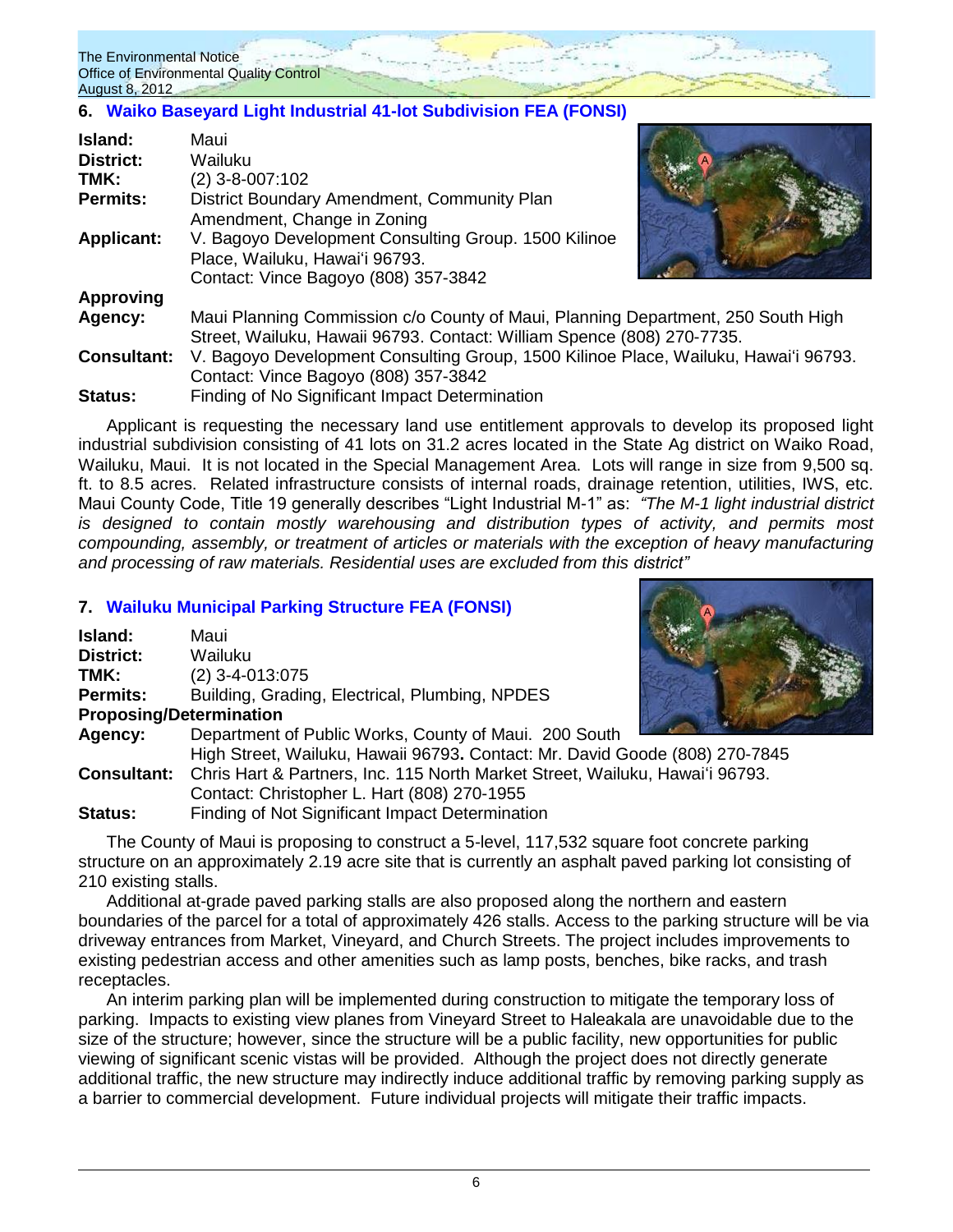## 6. Waiko Baseyard Light Industrial 41-lot Subdivision FEA (FONSI)

**Island:** Maui

**District:** Wailuku

**TMK:** (2) 3-8-007:102

**Permits:** District Boundary Amendment, Community Plan Amendment, Change in Zoning

**Applicant:** V. Bagoyo Development Consulting Group. 1500 Kilinoe Place, Wailuku, Hawai'i 96793. Contact: Vince Bagoyo (808) 357-3842

**Approving Agency:** Maui Planning Commission c/o County of Maui, Planning Department, 250 South High Street, Wailuku, Hawaii 96793. Contact: William Spence (808) 270-7735.

**Consultant:** V. Bagoyo Development Consulting Group, 1500 Kilinoe Place, Wailuku, Hawai'i 96793. Contact: Vince Bagoyo (808) 357-3842

**Status:** Finding of No Significant Impact Determination

Applicant is requesting the necessary land use entitlement approvals to develop its proposed light industrial subdivision consisting of 41 lots on 31.2 acres located in the State Ag district on Waiko Road, Wailuku, Maui. It is not located in the Special Management Area. Lots will range in size from 9,500 sq. ft. to 8.5 acres. Related infrastructure consists of internal roads, drainage retention, utilities, IWS, etc. Maui County Code, Title 19 generally describes "Light Industrial M-1" as: *"The M-1 light industrial district is designed to contain mostly warehousing and distribution types of activity, and permits most compounding, assembly, or treatment of articles or materials with the exception of heavy manufacturing and processing of raw materials. Residential uses are excluded from this district"*

## 7. Wailuku Municipal Parking Structure FEA (FONSI)

**Island:** Maui

**District:** Wailuku

**TMK:** (2) 3-4-013:075

**Permits:** Building, Grading, Electrical, Plumbing, NPDES

**Proposing/Determination Agency:** Department of Public Works, County of Maui. 200 South High Street, Wailuku, Hawaii 96793. Contact: Mr. David Goode (808) 270-7845

**Consultant:** Chris Hart & Partners, Inc. 115 North Market Street, Wailuku, Hawai'i 96793. Contact: Christopher L. Hart (808) 270-1955

**Status:** Finding of Not Significant Impact Determination

The County of Maui is proposing to construct a 5-level, 117,532 square foot concrete parking structure on an approximately 2.19 acre site that is currently an asphalt paved parking lot consisting of 210 existing stalls.

Additional at-grade paved parking stalls are also proposed along the northern and eastern boundaries of the parcel for a total of approximately 426 stalls. Access to the parking structure will be via driveway entrances from Market, Vineyard, and Church Streets. The project includes improvements to existing pedestrian access and other amenities such as lamp posts, benches, bike racks, and trash receptacles.

An interim parking plan will be implemented during construction to mitigate the temporary loss of parking. Impacts to existing view planes from Vineyard Street to Haleakala are unavoidable due to the size of the structure; however, since the structure will be a public facility, new opportunities for public viewing of significant scenic vistas will be provided. Although the project does not directly generate additional traffic, the new structure may indirectly induce additional traffic by removing parking supply as a barrier to commercial development. Future individual projects will mitigate their traffic impacts.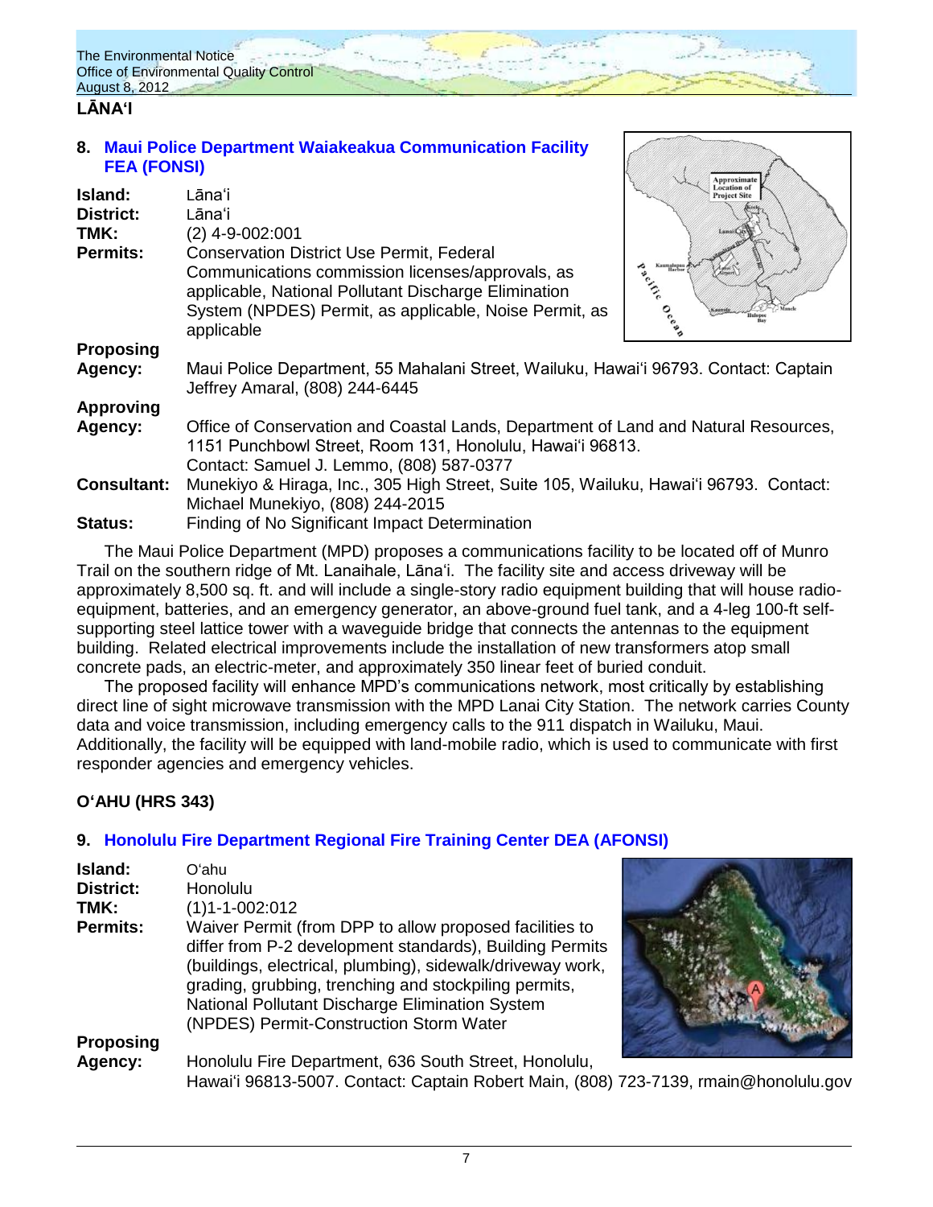## LĀNAʻI

### 8. Maui Police Department Waiakeakua Communication Facility FEA (FONSI)

**Island:** Lānaʻi
**District:** Lānaʻi
**TMK:** (2) 4-9-002:001
**Permits:** Conservation District Use Permit, Federal Communications commission licenses/approvals, as applicable, National Pollutant Discharge Elimination System (NPDES) Permit, as applicable, Noise Permit, as applicable
**Proposing Agency:** Maui Police Department, 55 Mahalani Street, Wailuku, Hawaiʻi 96793. Contact: Captain Jeffrey Amaral, (808) 244-6445
**Approving Agency:** Office of Conservation and Coastal Lands, Department of Land and Natural Resources, 1151 Punchbowl Street, Room 131, Honolulu, Hawaiʻi 96813. Contact: Samuel J. Lemmo, (808) 587-0377
**Consultant:** Munekiyo & Hiraga, Inc., 305 High Street, Suite 105, Wailuku, Hawaiʻi 96793. Contact: Michael Munekiyo, (808) 244-2015
**Status:** Finding of No Significant Impact Determination

The Maui Police Department (MPD) proposes a communications facility to be located off of Munro Trail on the southern ridge of Mt. Lanaihale, Lānaʻi. The facility site and access driveway will be approximately 8,500 sq. ft. and will include a single-story radio equipment building that will house radio-equipment, batteries, and an emergency generator, an above-ground fuel tank, and a 4-leg 100-ft self-supporting steel lattice tower with a waveguide bridge that connects the antennas to the equipment building. Related electrical improvements include the installation of new transformers atop small concrete pads, an electric-meter, and approximately 350 linear feet of buried conduit.

The proposed facility will enhance MPD's communications network, most critically by establishing direct line of sight microwave transmission with the MPD Lanai City Station. The network carries County data and voice transmission, including emergency calls to the 911 dispatch in Wailuku, Maui. Additionally, the facility will be equipped with land-mobile radio, which is used to communicate with first responder agencies and emergency vehicles.

## OʻAHU (HRS 343)

### 9. Honolulu Fire Department Regional Fire Training Center DEA (AFONSI)

**Island:** Oʻahu
**District:** Honolulu
**TMK:** (1)1-1-002:012
**Permits:** Waiver Permit (from DPP to allow proposed facilities to differ from P-2 development standards), Building Permits (buildings, electrical, plumbing), sidewalk/driveway work, grading, grubbing, trenching and stockpiling permits, National Pollutant Discharge Elimination System (NPDES) Permit-Construction Storm Water
**Proposing Agency:** Honolulu Fire Department, 636 South Street, Honolulu, Hawaiʻi 96813-5007. Contact: Captain Robert Main, (808) 723-7139, rmain@honolulu.gov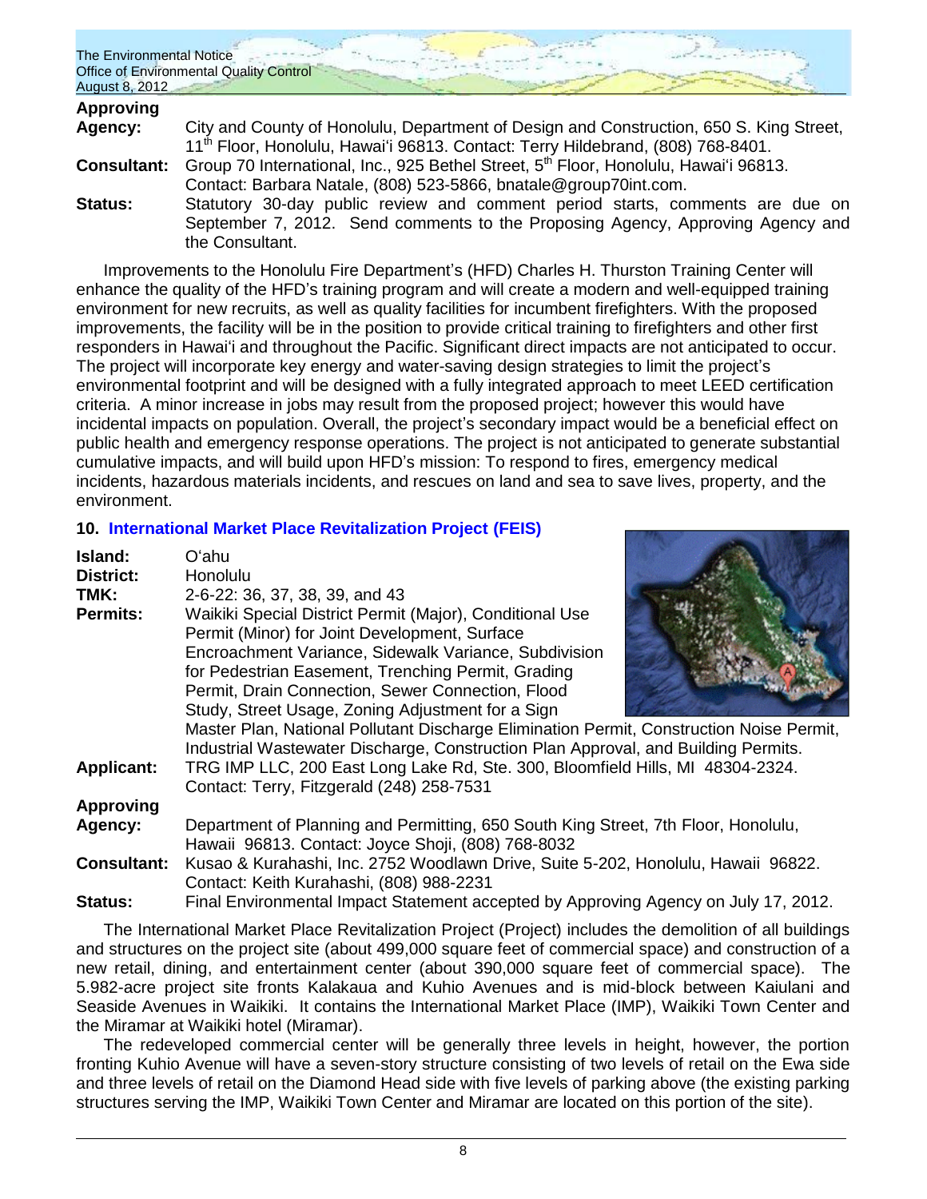**Approving Agency:** City and County of Honolulu, Department of Design and Construction, 650 S. King Street, 11th Floor, Honolulu, Hawaiʻi 96813. Contact: Terry Hildebrand, (808) 768-8401.

**Consultant:** Group 70 International, Inc., 925 Bethel Street, 5th Floor, Honolulu, Hawaiʻi 96813. Contact: Barbara Natale, (808) 523-5866, bnatale@group70int.com.

**Status:** Statutory 30-day public review and comment period starts, comments are due on September 7, 2012. Send comments to the Proposing Agency, Approving Agency and the Consultant.

Improvements to the Honolulu Fire Department's (HFD) Charles H. Thurston Training Center will enhance the quality of the HFD's training program and will create a modern and well-equipped training environment for new recruits, as well as quality facilities for incumbent firefighters. With the proposed improvements, the facility will be in the position to provide critical training to firefighters and other first responders in Hawaiʻi and throughout the Pacific. Significant direct impacts are not anticipated to occur. The project will incorporate key energy and water-saving design strategies to limit the project's environmental footprint and will be designed with a fully integrated approach to meet LEED certification criteria. A minor increase in jobs may result from the proposed project; however this would have incidental impacts on population. Overall, the project's secondary impact would be a beneficial effect on public health and emergency response operations. The project is not anticipated to generate substantial cumulative impacts, and will build upon HFD's mission: To respond to fires, emergency medical incidents, hazardous materials incidents, and rescues on land and sea to save lives, property, and the environment.

## 10. International Market Place Revitalization Project (FEIS)

**Island:** Oʻahu

**District:** Honolulu

**TMK:** 2-6-22: 36, 37, 38, 39, and 43

**Permits:** Waikiki Special District Permit (Major), Conditional Use Permit (Minor) for Joint Development, Surface Encroachment Variance, Sidewalk Variance, Subdivision for Pedestrian Easement, Trenching Permit, Grading Permit, Drain Connection, Sewer Connection, Flood Study, Street Usage, Zoning Adjustment for a Sign Master Plan, National Pollutant Discharge Elimination Permit, Construction Noise Permit, Industrial Wastewater Discharge, Construction Plan Approval, and Building Permits.

**Applicant:** TRG IMP LLC, 200 East Long Lake Rd, Ste. 300, Bloomfield Hills, MI 48304-2324. Contact: Terry, Fitzgerald (248) 258-7531

**Approving Agency:** Department of Planning and Permitting, 650 South King Street, 7th Floor, Honolulu, Hawaii 96813. Contact: Joyce Shoji, (808) 768-8032

**Consultant:** Kusao & Kurahashi, Inc. 2752 Woodlawn Drive, Suite 5-202, Honolulu, Hawaii 96822. Contact: Keith Kurahashi, (808) 988-2231

**Status:** Final Environmental Impact Statement accepted by Approving Agency on July 17, 2012.

The International Market Place Revitalization Project (Project) includes the demolition of all buildings and structures on the project site (about 499,000 square feet of commercial space) and construction of a new retail, dining, and entertainment center (about 390,000 square feet of commercial space). The 5.982-acre project site fronts Kalakaua and Kuhio Avenues and is mid-block between Kaiulani and Seaside Avenues in Waikiki. It contains the International Market Place (IMP), Waikiki Town Center and the Miramar at Waikiki hotel (Miramar).

The redeveloped commercial center will be generally three levels in height, however, the portion fronting Kuhio Avenue will have a seven-story structure consisting of two levels of retail on the Ewa side and three levels of retail on the Diamond Head side with five levels of parking above (the existing parking structures serving the IMP, Waikiki Town Center and Miramar are located on this portion of the site).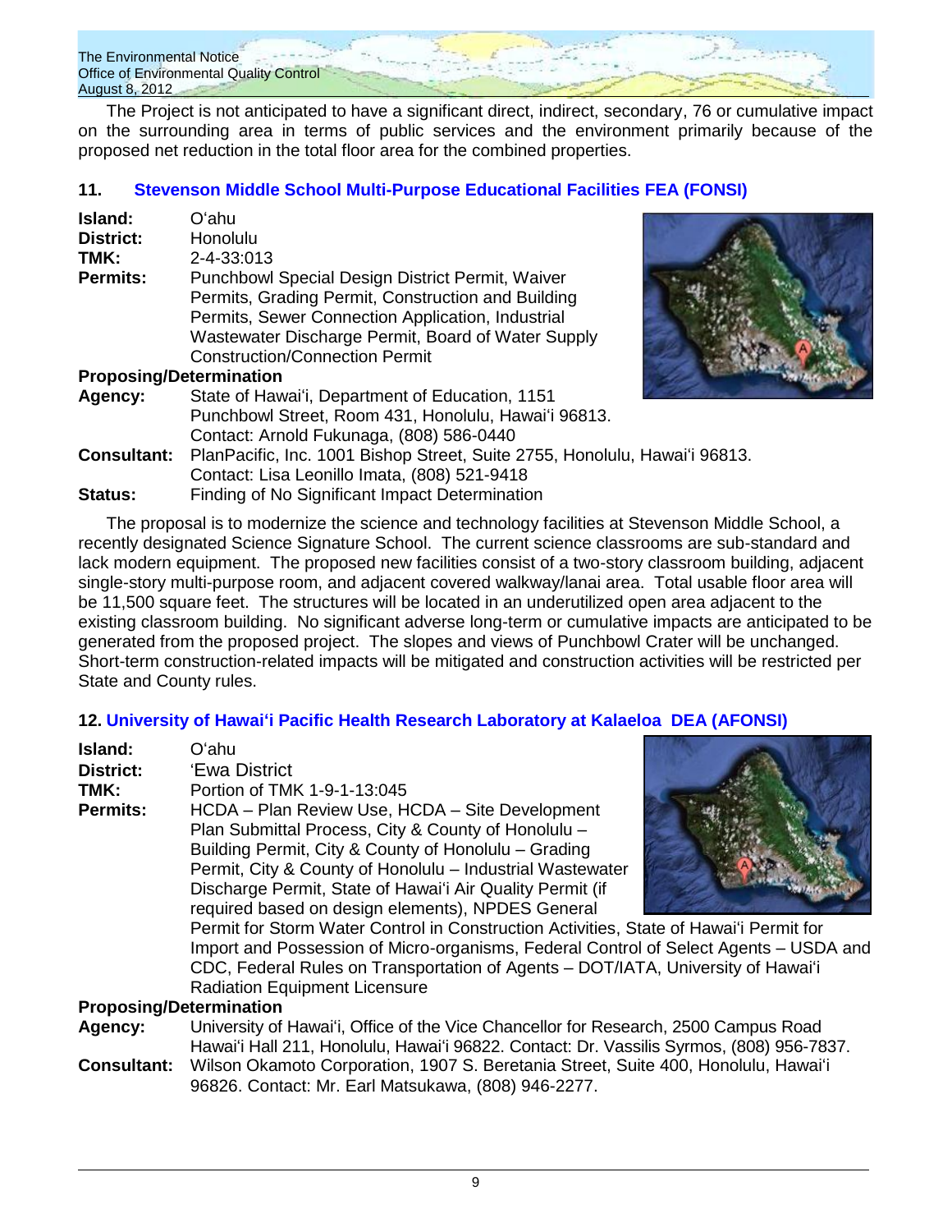The Project is not anticipated to have a significant direct, indirect, secondary, 76 or cumulative impact on the surrounding area in terms of public services and the environment primarily because of the proposed net reduction in the total floor area for the combined properties.

## 11. Stevenson Middle School Multi-Purpose Educational Facilities FEA (FONSI)

**Island:** Oʻahu
**District:** Honolulu
**TMK:** 2-4-33:013
**Permits:** Punchbowl Special Design District Permit, Waiver Permits, Grading Permit, Construction and Building Permits, Sewer Connection Application, Industrial Wastewater Discharge Permit, Board of Water Supply Construction/Connection Permit

**Proposing/Determination**
**Agency:** State of Hawaiʻi, Department of Education, 1151 Punchbowl Street, Room 431, Honolulu, Hawaiʻi 96813. Contact: Arnold Fukunaga, (808) 586-0440
**Consultant:** PlanPacific, Inc. 1001 Bishop Street, Suite 2755, Honolulu, Hawaiʻi 96813. Contact: Lisa Leonillo Imata, (808) 521-9418
**Status:** Finding of No Significant Impact Determination

The proposal is to modernize the science and technology facilities at Stevenson Middle School, a recently designated Science Signature School. The current science classrooms are sub-standard and lack modern equipment. The proposed new facilities consist of a two-story classroom building, adjacent single-story multi-purpose room, and adjacent covered walkway/lanai area. Total usable floor area will be 11,500 square feet. The structures will be located in an underutilized open area adjacent to the existing classroom building. No significant adverse long-term or cumulative impacts are anticipated to be generated from the proposed project. The slopes and views of Punchbowl Crater will be unchanged. Short-term construction-related impacts will be mitigated and construction activities will be restricted per State and County rules.

## 12. University of Hawaiʻi Pacific Health Research Laboratory at Kalaeloa DEA (AFONSI)

**Island:** Oʻahu
**District:** ʻEwa District
**TMK:** Portion of TMK 1-9-1-13:045
**Permits:** HCDA – Plan Review Use, HCDA – Site Development Plan Submittal Process, City & County of Honolulu – Building Permit, City & County of Honolulu – Grading Permit, City & County of Honolulu – Industrial Wastewater Discharge Permit, State of Hawaiʻi Air Quality Permit (if required based on design elements), NPDES General Permit for Storm Water Control in Construction Activities, State of Hawaiʻi Permit for Import and Possession of Micro-organisms, Federal Control of Select Agents – USDA and CDC, Federal Rules on Transportation of Agents – DOT/IATA, University of Hawaiʻi Radiation Equipment Licensure

**Proposing/Determination**
**Agency:** University of Hawaiʻi, Office of the Vice Chancellor for Research, 2500 Campus Road Hawaiʻi Hall 211, Honolulu, Hawaiʻi 96822. Contact: Dr. Vassilis Syrmos, (808) 956-7837.
**Consultant:** Wilson Okamoto Corporation, 1907 S. Beretania Street, Suite 400, Honolulu, Hawaiʻi 96826. Contact: Mr. Earl Matsukawa, (808) 946-2277.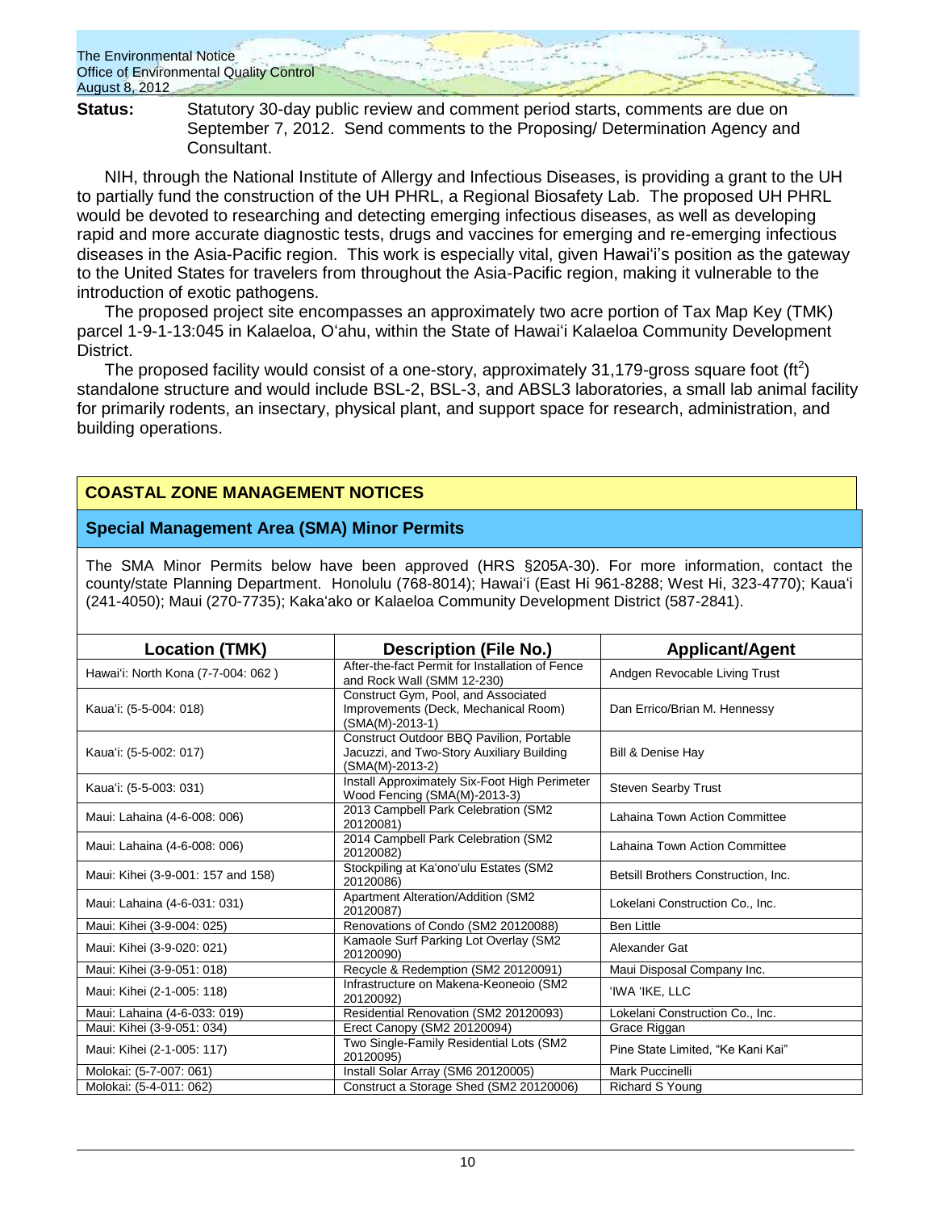**Status:** Statutory 30-day public review and comment period starts, comments are due on September 7, 2012. Send comments to the Proposing/ Determination Agency and Consultant.

NIH, through the National Institute of Allergy and Infectious Diseases, is providing a grant to the UH to partially fund the construction of the UH PHRL, a Regional Biosafety Lab. The proposed UH PHRL would be devoted to researching and detecting emerging infectious diseases, as well as developing rapid and more accurate diagnostic tests, drugs and vaccines for emerging and re-emerging infectious diseases in the Asia-Pacific region. This work is especially vital, given Hawaiʻi's position as the gateway to the United States for travelers from throughout the Asia-Pacific region, making it vulnerable to the introduction of exotic pathogens.

The proposed project site encompasses an approximately two acre portion of Tax Map Key (TMK) parcel 1-9-1-13:045 in Kalaeloa, Oʻahu, within the State of Hawaiʻi Kalaeloa Community Development District.

The proposed facility would consist of a one-story, approximately 31,179-gross square foot ($ft^2$) standalone structure and would include BSL-2, BSL-3, and ABSL3 laboratories, a small lab animal facility for primarily rodents, an insectary, physical plant, and support space for research, administration, and building operations.

## COASTAL ZONE MANAGEMENT NOTICES

### Special Management Area (SMA) Minor Permits

The SMA Minor Permits below have been approved (HRS §205A-30). For more information, contact the county/state Planning Department. Honolulu (768-8014); Hawaiʻi (East Hi 961-8288; West Hi, 323-4770); Kauaʻi (241-4050); Maui (270-7735); Kakaʻako or Kalaeloa Community Development District (587-2841).

| Location (TMK) | Description (File No.) | Applicant/Agent |
|---|---|---|
| Hawaiʻi: North Kona (7-7-004: 062 ) | After-the-fact Permit for Installation of Fence and Rock Wall (SMM 12-230) | Andgen Revocable Living Trust |
| Kauaʻi: (5-5-004: 018) | Construct Gym, Pool, and Associated Improvements (Deck, Mechanical Room) (SMA(M)-2013-1) | Dan Errico/Brian M. Hennessy |
| Kauaʻi: (5-5-002: 017) | Construct Outdoor BBQ Pavilion, Portable Jacuzzi, and Two-Story Auxiliary Building (SMA(M)-2013-2) | Bill & Denise Hay |
| Kauaʻi: (5-5-003: 031) | Install Approximately Six-Foot High Perimeter Wood Fencing (SMA(M)-2013-3) | Steven Searby Trust |
| Maui: Lahaina (4-6-008: 006) | 2013 Campbell Park Celebration (SM2 20120081) | Lahaina Town Action Committee |
| Maui: Lahaina (4-6-008: 006) | 2014 Campbell Park Celebration (SM2 20120082) | Lahaina Town Action Committee |
| Maui: Kihei (3-9-001: 157 and 158) | Stockpiling at Kaʻonoʻulu Estates (SM2 20120086) | Betsill Brothers Construction, Inc. |
| Maui: Lahaina (4-6-031: 031) | Apartment Alteration/Addition (SM2 20120087) | Lokelani Construction Co., Inc. |
| Maui: Kihei (3-9-004: 025) | Renovations of Condo (SM2 20120088) | Ben Little |
| Maui: Kihei (3-9-020: 021) | Kamaole Surf Parking Lot Overlay (SM2 20120090) | Alexander Gat |
| Maui: Kihei (3-9-051: 018) | Recycle & Redemption (SM2 20120091) | Maui Disposal Company Inc. |
| Maui: Kihei (2-1-005: 118) | Infrastructure on Makena-Keoneoio (SM2 20120092) | ʻIWA ʻIKE, LLC |
| Maui: Lahaina (4-6-033: 019) | Residential Renovation (SM2 20120093) | Lokelani Construction Co., Inc. |
| Maui: Kihei (3-9-051: 034) | Erect Canopy (SM2 20120094) | Grace Riggan |
| Maui: Kihei (2-1-005: 117) | Two Single-Family Residential Lots (SM2 20120095) | Pine State Limited, "Ke Kani Kai" |
| Molokai: (5-7-007: 061) | Install Solar Array (SM6 20120005) | Mark Puccinelli |
| Molokai: (5-4-011: 062) | Construct a Storage Shed (SM2 20120006) | Richard S Young |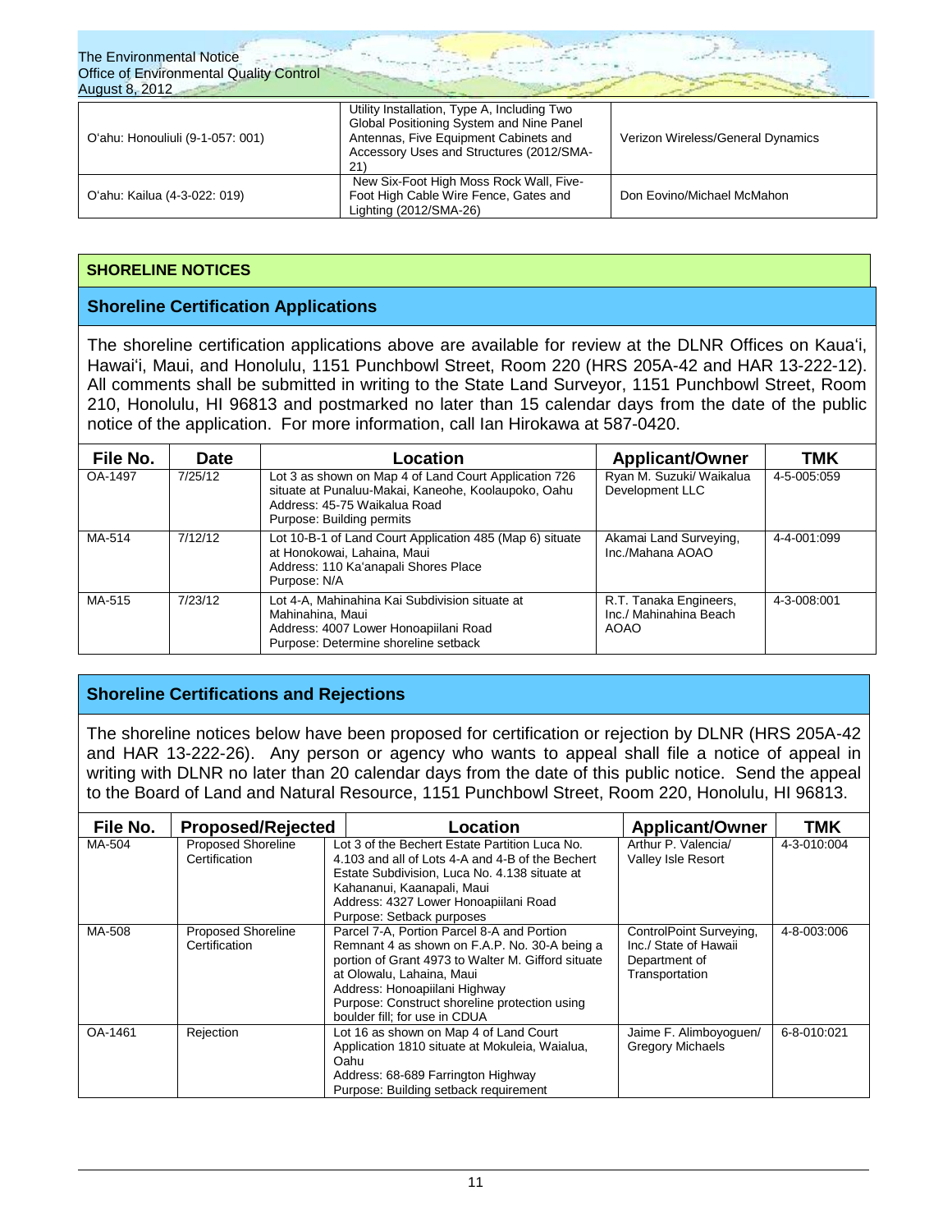| O'ahu: Honouliuli (9-1-057: 001) | Utility Installation, Type A, Including Two Global Positioning System and Nine Panel Antennas, Five Equipment Cabinets and Accessory Uses and Structures (2012/SMA-21) | Verizon Wireless/General Dynamics |
|---|---|---|
| O'ahu: Kailua (4-3-022: 019) | New Six-Foot High Moss Rock Wall, Five-Foot High Cable Wire Fence, Gates and Lighting (2012/SMA-26) | Don Eovino/Michael McMahon |

## SHORELINE NOTICES

### Shoreline Certification Applications

The shoreline certification applications above are available for review at the DLNR Offices on Kaua'i, Hawai'i, Maui, and Honolulu, 1151 Punchbowl Street, Room 220 (HRS 205A-42 and HAR 13-222-12). All comments shall be submitted in writing to the State Land Surveyor, 1151 Punchbowl Street, Room 210, Honolulu, HI 96813 and postmarked no later than 15 calendar days from the date of the public notice of the application. For more information, call Ian Hirokawa at 587-0420.

| File No. | Date | Location | Applicant/Owner | TMK |
|---|---|---|---|---|
| OA-1497 | 7/25/12 | Lot 3 as shown on Map 4 of Land Court Application 726 situate at Punaluu-Makai, Kaneohe, Koolaupoko, Oahu<br>Address: 45-75 Waikalua Road<br>Purpose: Building permits | Ryan M. Suzuki/ Waikalua Development LLC | 4-5-005:059 |
| MA-514 | 7/12/12 | Lot 10-B-1 of Land Court Application 485 (Map 6) situate at Honokowai, Lahaina, Maui<br>Address: 110 Ka'anapali Shores Place<br>Purpose: N/A | Akamai Land Surveying, Inc./Mahana AOAO | 4-4-001:099 |
| MA-515 | 7/23/12 | Lot 4-A, Mahinahina Kai Subdivision situate at Mahinahina, Maui<br>Address: 4007 Lower Honoapiilani Road<br>Purpose: Determine shoreline setback | R.T. Tanaka Engineers, Inc./ Mahinahina Beach AOAO | 4-3-008:001 |

### Shoreline Certifications and Rejections

The shoreline notices below have been proposed for certification or rejection by DLNR (HRS 205A-42 and HAR 13-222-26). Any person or agency who wants to appeal shall file a notice of appeal in writing with DLNR no later than 20 calendar days from the date of this public notice. Send the appeal to the Board of Land and Natural Resource, 1151 Punchbowl Street, Room 220, Honolulu, HI 96813.

| File No. | Proposed/Rejected | Location | Applicant/Owner | TMK |
|---|---|---|---|---|
| MA-504 | Proposed Shoreline Certification | Lot 3 of the Bechert Estate Partition Luca No. 4.103 and all of Lots 4-A and 4-B of the Bechert Estate Subdivision, Luca No. 4.138 situate at Kahananui, Kaanapali, Maui<br>Address: 4327 Lower Honoapiilani Road<br>Purpose: Setback purposes | Arthur P. Valencia/ Valley Isle Resort | 4-3-010:004 |
| MA-508 | Proposed Shoreline Certification | Parcel 7-A, Portion Parcel 8-A and Portion Remnant 4 as shown on F.A.P. No. 30-A being a portion of Grant 4973 to Walter M. Gifford situate at Olowalu, Lahaina, Maui<br>Address: Honoapiilani Highway<br>Purpose: Construct shoreline protection using boulder fill; for use in CDUA | ControlPoint Surveying, Inc./ State of Hawaii Department of Transportation | 4-8-003:006 |
| OA-1461 | Rejection | Lot 16 as shown on Map 4 of Land Court Application 1810 situate at Mokuleia, Waialua, Oahu<br>Address: 68-689 Farrington Highway<br>Purpose: Building setback requirement | Jaime F. Alimboyoguen/ Gregory Michaels | 6-8-010:021 |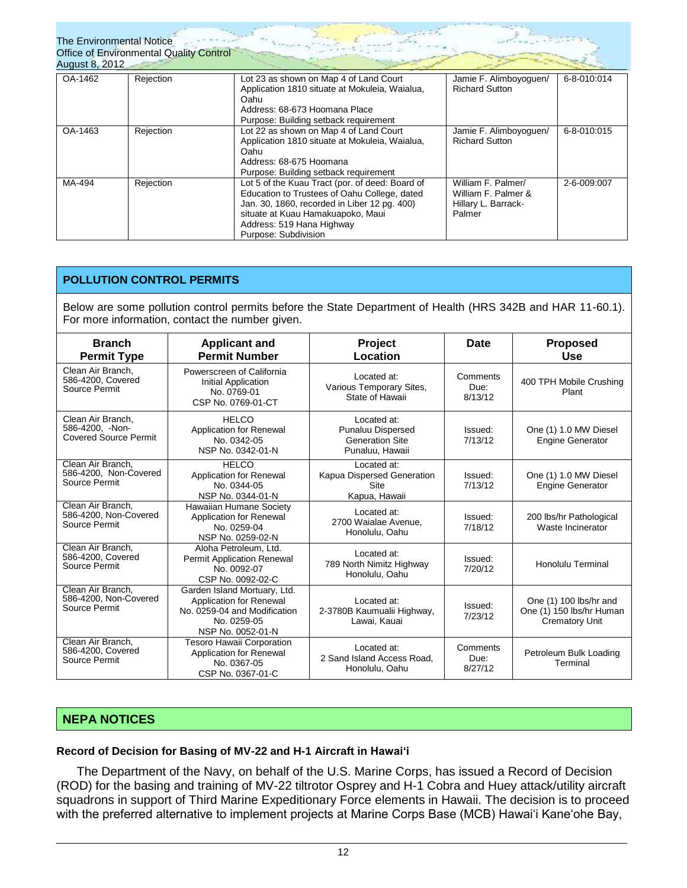| OA-1462 | Rejection | Lot 23 as shown on Map 4 of Land Court Application 1810 situate at Mokuleia, Waialua, Oahu<br>Address: 68-673 Hoomana Place<br>Purpose: Building setback requirement | Jamie F. Alimboyoguen/ Richard Sutton | 6-8-010:014 |
|---|---|---|---|---|
| OA-1463 | Rejection | Lot 22 as shown on Map 4 of Land Court Application 1810 situate at Mokuleia, Waialua, Oahu<br>Address: 68-675 Hoomana<br>Purpose: Building setback requirement | Jamie F. Alimboyoguen/ Richard Sutton | 6-8-010:015 |
| MA-494 | Rejection | Lot 5 of the Kuau Tract (por. of deed: Board of Education to Trustees of Oahu College, dated Jan. 30, 1860, recorded in Liber 12 pg. 400) situate at Kuau Hamakuapoko, Maui<br>Address: 519 Hana Highway<br>Purpose: Subdivision | William F. Palmer/ William F. Palmer & Hillary L. Barrack-Palmer | 2-6-009:007 |

## POLLUTION CONTROL PERMITS

Below are some pollution control permits before the State Department of Health (HRS 342B and HAR 11-60.1). For more information, contact the number given.

| Branch Permit Type | Applicant and Permit Number | Project Location | Date | Proposed Use |
|---|---|---|---|---|
| Clean Air Branch, 586-4200, Covered Source Permit | Powerscreen of California Initial Application No. 0769-01 CSP No. 0769-01-CT | Located at: Various Temporary Sites, State of Hawaii | Comments Due: 8/13/12 | 400 TPH Mobile Crushing Plant |
| Clean Air Branch, 586-4200, -Non-Covered Source Permit | HELCO Application for Renewal No. 0342-05 NSP No. 0342-01-N | Located at: Punaluu Dispersed Generation Site Punaluu, Hawaii | Issued: 7/13/12 | One (1) 1.0 MW Diesel Engine Generator |
| Clean Air Branch, 586-4200, Non-Covered Source Permit | HELCO Application for Renewal No. 0344-05 NSP No. 0344-01-N | Located at: Kapua Dispersed Generation Site Kapua, Hawaii | Issued: 7/13/12 | One (1) 1.0 MW Diesel Engine Generator |
| Clean Air Branch, 586-4200, Non-Covered Source Permit | Hawaiian Humane Society Application for Renewal No. 0259-04 NSP No. 0259-02-N | Located at: 2700 Waialae Avenue, Honolulu, Oahu | Issued: 7/18/12 | 200 lbs/hr Pathological Waste Incinerator |
| Clean Air Branch, 586-4200, Covered Source Permit | Aloha Petroleum, Ltd. Permit Application Renewal No. 0092-07 CSP No. 0092-02-C | Located at: 789 North Nimitz Highway Honolulu, Oahu | Issued: 7/20/12 | Honolulu Terminal |
| Clean Air Branch, 586-4200, Non-Covered Source Permit | Garden Island Mortuary, Ltd. Application for Renewal No. 0259-04 and Modification No. 0259-05 NSP No. 0052-01-N | Located at: 2-3780B Kaumualii Highway, Lawai, Kauai | Issued: 7/23/12 | One (1) 100 lbs/hr and One (1) 150 lbs/hr Human Crematory Unit |
| Clean Air Branch, 586-4200, Covered Source Permit | Tesoro Hawaii Corporation Application for Renewal No. 0367-05 CSP No. 0367-01-C | Located at: 2 Sand Island Access Road, Honolulu, Oahu | Comments Due: 8/27/12 | Petroleum Bulk Loading Terminal |

## NEPA NOTICES

### Record of Decision for Basing of MV-22 and H-1 Aircraft in Hawai'i

The Department of the Navy, on behalf of the U.S. Marine Corps, has issued a Record of Decision (ROD) for the basing and training of MV-22 tiltrotor Osprey and H-1 Cobra and Huey attack/utility aircraft squadrons in support of Third Marine Expeditionary Force elements in Hawaii. The decision is to proceed with the preferred alternative to implement projects at Marine Corps Base (MCB) Hawai'i Kane'ohe Bay,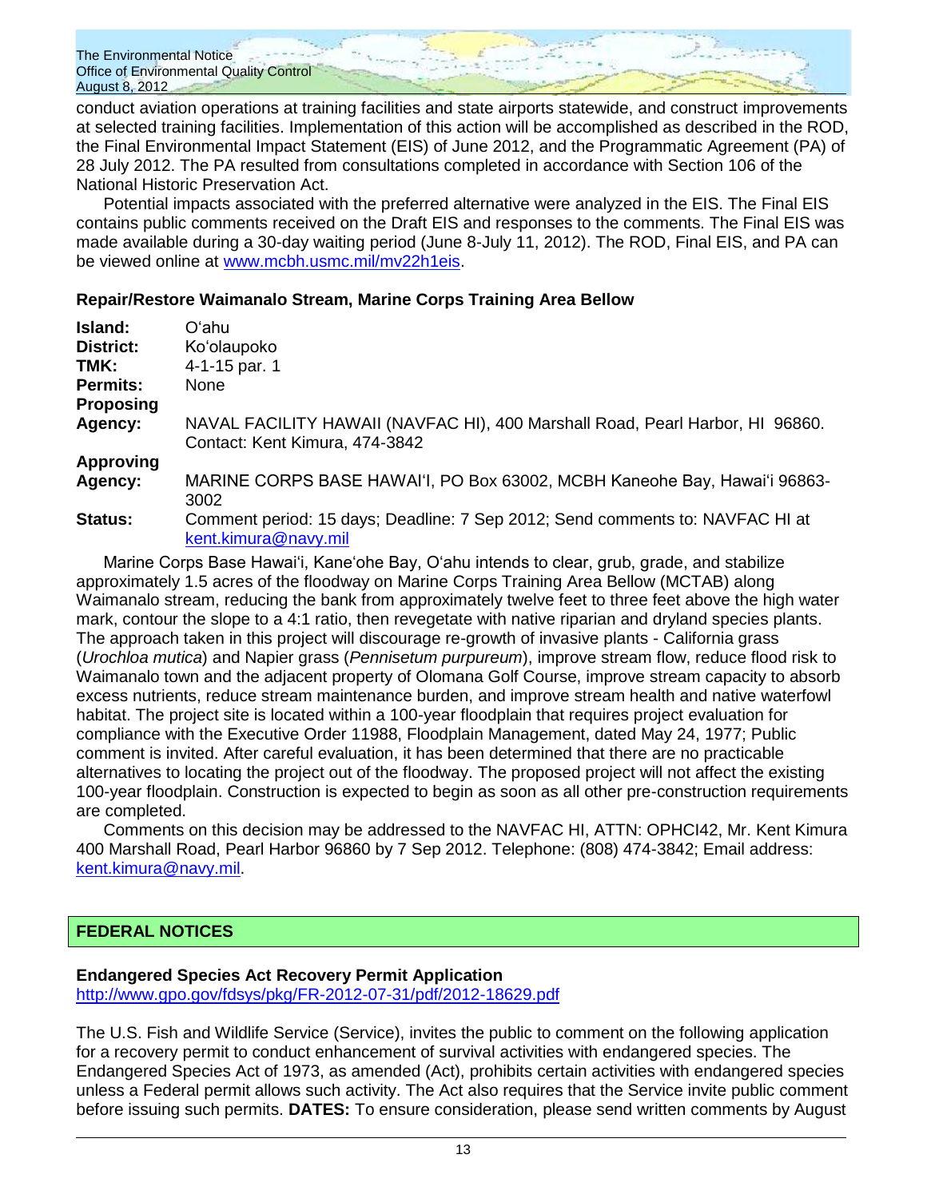conduct aviation operations at training facilities and state airports statewide, and construct improvements at selected training facilities. Implementation of this action will be accomplished as described in the ROD, the Final Environmental Impact Statement (EIS) of June 2012, and the Programmatic Agreement (PA) of 28 July 2012. The PA resulted from consultations completed in accordance with Section 106 of the National Historic Preservation Act.

Potential impacts associated with the preferred alternative were analyzed in the EIS. The Final EIS contains public comments received on the Draft EIS and responses to the comments. The Final EIS was made available during a 30-day waiting period (June 8-July 11, 2012). The ROD, Final EIS, and PA can be viewed online at www.mcbh.usmc.mil/mv22h1eis.

### Repair/Restore Waimanalo Stream, Marine Corps Training Area Bellow

| | |
|---|---|
| **Island:** | O'ahu |
| **District:** | Ko'olaupoko |
| **TMK:** | 4-1-15 par. 1 |
| **Permits:** | None |
| **Proposing Agency:** | NAVAL FACILITY HAWAII (NAVFAC HI), 400 Marshall Road, Pearl Harbor, HI 96860. Contact: Kent Kimura, 474-3842 |
| **Approving Agency:** | MARINE CORPS BASE HAWAI'I, PO Box 63002, MCBH Kaneohe Bay, Hawai'i 96863-3002 |
| **Status:** | Comment period: 15 days; Deadline: 7 Sep 2012; Send comments to: NAVFAC HI at kent.kimura@navy.mil |

Marine Corps Base Hawai'i, Kane'ohe Bay, O'ahu intends to clear, grub, grade, and stabilize approximately 1.5 acres of the floodway on Marine Corps Training Area Bellow (MCTAB) along Waimanalo stream, reducing the bank from approximately twelve feet to three feet above the high water mark, contour the slope to a 4:1 ratio, then revegetate with native riparian and dryland species plants. The approach taken in this project will discourage re-growth of invasive plants - California grass (*Urochloa mutica*) and Napier grass (*Pennisetum purpureum*), improve stream flow, reduce flood risk to Waimanalo town and the adjacent property of Olomana Golf Course, improve stream capacity to absorb excess nutrients, reduce stream maintenance burden, and improve stream health and native waterfowl habitat. The project site is located within a 100-year floodplain that requires project evaluation for compliance with the Executive Order 11988, Floodplain Management, dated May 24, 1977; Public comment is invited. After careful evaluation, it has been determined that there are no practicable alternatives to locating the project out of the floodway. The proposed project will not affect the existing 100-year floodplain. Construction is expected to begin as soon as all other pre-construction requirements are completed.

Comments on this decision may be addressed to the NAVFAC HI, ATTN: OPHCI42, Mr. Kent Kimura 400 Marshall Road, Pearl Harbor 96860 by 7 Sep 2012. Telephone: (808) 474-3842; Email address: kent.kimura@navy.mil.

## FEDERAL NOTICES

### Endangered Species Act Recovery Permit Application

http://www.gpo.gov/fdsys/pkg/FR-2012-07-31/pdf/2012-18629.pdf

The U.S. Fish and Wildlife Service (Service), invites the public to comment on the following application for a recovery permit to conduct enhancement of survival activities with endangered species. The Endangered Species Act of 1973, as amended (Act), prohibits certain activities with endangered species unless a Federal permit allows such activity. The Act also requires that the Service invite public comment before issuing such permits. **DATES:** To ensure consideration, please send written comments by August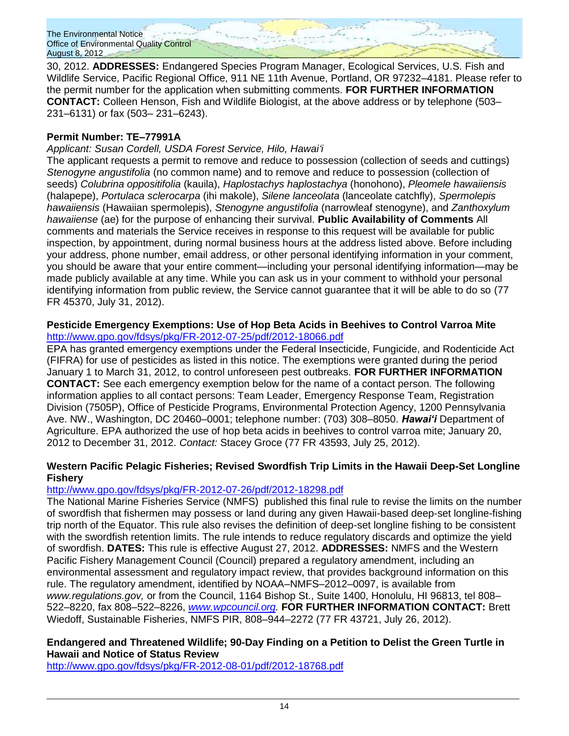30, 2012. **ADDRESSES:** Endangered Species Program Manager, Ecological Services, U.S. Fish and Wildlife Service, Pacific Regional Office, 911 NE 11th Avenue, Portland, OR 97232–4181. Please refer to the permit number for the application when submitting comments. **FOR FURTHER INFORMATION CONTACT:** Colleen Henson, Fish and Wildlife Biologist, at the above address or by telephone (503–231–6131) or fax (503– 231–6243).

**Permit Number: TE–77991A**

*Applicant: Susan Cordell, USDA Forest Service, Hilo, Hawai'i*

The applicant requests a permit to remove and reduce to possession (collection of seeds and cuttings) *Stenogyne angustifolia* (no common name) and to remove and reduce to possession (collection of seeds) *Colubrina oppositifolia* (kauila), *Haplostachys haplostachya* (honohono), *Pleomele hawaiiensis* (halapepe), *Portulaca sclerocarpa* (ihi makole), *Silene lanceolata* (lanceolate catchfly), *Spermolepis hawaiiensis* (Hawaiian spermolepis), *Stenogyne angustifolia* (narrowleaf stenogyne), and *Zanthoxylum hawaiiense* (ae) for the purpose of enhancing their survival. **Public Availability of Comments** All comments and materials the Service receives in response to this request will be available for public inspection, by appointment, during normal business hours at the address listed above. Before including your address, phone number, email address, or other personal identifying information in your comment, you should be aware that your entire comment—including your personal identifying information—may be made publicly available at any time. While you can ask us in your comment to withhold your personal identifying information from public review, the Service cannot guarantee that it will be able to do so (77 FR 45370, July 31, 2012).

**Pesticide Emergency Exemptions: Use of Hop Beta Acids in Beehives to Control Varroa Mite**

http://www.gpo.gov/fdsys/pkg/FR-2012-07-25/pdf/2012-18066.pdf

EPA has granted emergency exemptions under the Federal Insecticide, Fungicide, and Rodenticide Act (FIFRA) for use of pesticides as listed in this notice. The exemptions were granted during the period January 1 to March 31, 2012, to control unforeseen pest outbreaks. **FOR FURTHER INFORMATION CONTACT:** See each emergency exemption below for the name of a contact person. The following information applies to all contact persons: Team Leader, Emergency Response Team, Registration Division (7505P), Office of Pesticide Programs, Environmental Protection Agency, 1200 Pennsylvania Ave. NW., Washington, DC 20460–0001; telephone number: (703) 308–8050. ***Hawai'i*** Department of Agriculture. EPA authorized the use of hop beta acids in beehives to control varroa mite; January 20, 2012 to December 31, 2012. *Contact:* Stacey Groce (77 FR 43593, July 25, 2012).

**Western Pacific Pelagic Fisheries; Revised Swordfish Trip Limits in the Hawaii Deep-Set Longline Fishery**

http://www.gpo.gov/fdsys/pkg/FR-2012-07-26/pdf/2012-18298.pdf

The National Marine Fisheries Service (NMFS) published this final rule to revise the limits on the number of swordfish that fishermen may possess or land during any given Hawaii-based deep-set longline-fishing trip north of the Equator. This rule also revises the definition of deep-set longline fishing to be consistent with the swordfish retention limits. The rule intends to reduce regulatory discards and optimize the yield of swordfish. **DATES:** This rule is effective August 27, 2012. **ADDRESSES:** NMFS and the Western Pacific Fishery Management Council (Council) prepared a regulatory amendment, including an environmental assessment and regulatory impact review, that provides background information on this rule. The regulatory amendment, identified by NOAA–NMFS–2012–0097, is available from *www.regulations.gov,* or from the Council, 1164 Bishop St., Suite 1400, Honolulu, HI 96813, tel 808–522–8220, fax 808–522–8226, *www.wpcouncil.org.* **FOR FURTHER INFORMATION CONTACT:** Brett Wiedoff, Sustainable Fisheries, NMFS PIR, 808–944–2272 (77 FR 43721, July 26, 2012).

**Endangered and Threatened Wildlife; 90-Day Finding on a Petition to Delist the Green Turtle in Hawaii and Notice of Status Review**

http://www.gpo.gov/fdsys/pkg/FR-2012-08-01/pdf/2012-18768.pdf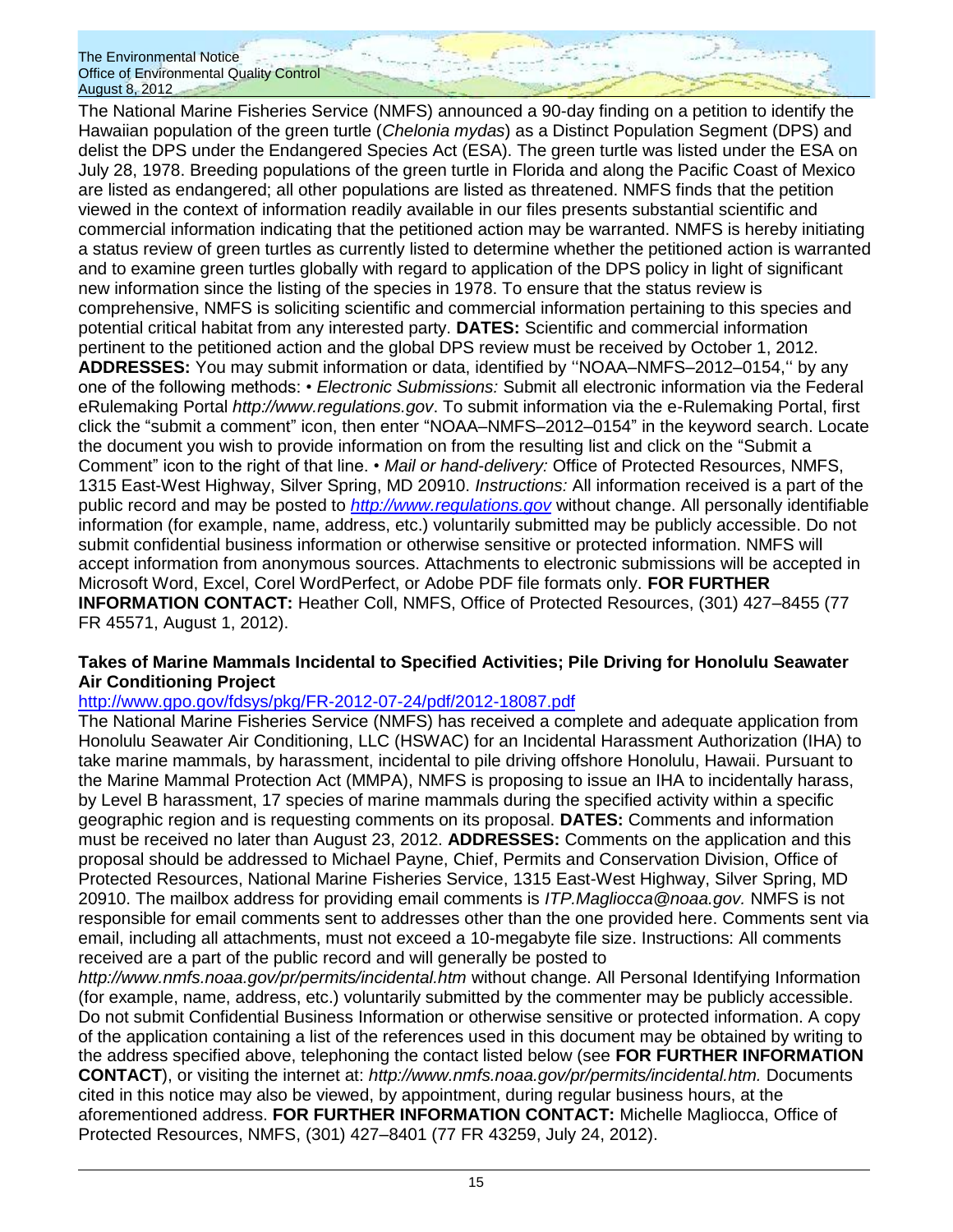The National Marine Fisheries Service (NMFS) announced a 90-day finding on a petition to identify the Hawaiian population of the green turtle (*Chelonia mydas*) as a Distinct Population Segment (DPS) and delist the DPS under the Endangered Species Act (ESA). The green turtle was listed under the ESA on July 28, 1978. Breeding populations of the green turtle in Florida and along the Pacific Coast of Mexico are listed as endangered; all other populations are listed as threatened. NMFS finds that the petition viewed in the context of information readily available in our files presents substantial scientific and commercial information indicating that the petitioned action may be warranted. NMFS is hereby initiating a status review of green turtles as currently listed to determine whether the petitioned action is warranted and to examine green turtles globally with regard to application of the DPS policy in light of significant new information since the listing of the species in 1978. To ensure that the status review is comprehensive, NMFS is soliciting scientific and commercial information pertaining to this species and potential critical habitat from any interested party. **DATES:** Scientific and commercial information pertinent to the petitioned action and the global DPS review must be received by October 1, 2012. **ADDRESSES:** You may submit information or data, identified by ''NOAA–NMFS–2012–0154,'' by any one of the following methods: • *Electronic Submissions:* Submit all electronic information via the Federal eRulemaking Portal *http://www.regulations.gov*. To submit information via the e-Rulemaking Portal, first click the "submit a comment" icon, then enter "NOAA–NMFS–2012–0154" in the keyword search. Locate the document you wish to provide information on from the resulting list and click on the "Submit a Comment" icon to the right of that line. • *Mail or hand-delivery:* Office of Protected Resources, NMFS, 1315 East-West Highway, Silver Spring, MD 20910. *Instructions:* All information received is a part of the public record and may be posted to *http://www.regulations.gov* without change. All personally identifiable information (for example, name, address, etc.) voluntarily submitted may be publicly accessible. Do not submit confidential business information or otherwise sensitive or protected information. NMFS will accept information from anonymous sources. Attachments to electronic submissions will be accepted in Microsoft Word, Excel, Corel WordPerfect, or Adobe PDF file formats only. **FOR FURTHER INFORMATION CONTACT:** Heather Coll, NMFS, Office of Protected Resources, (301) 427–8455 (77 FR 45571, August 1, 2012).

### Takes of Marine Mammals Incidental to Specified Activities; Pile Driving for Honolulu Seawater Air Conditioning Project

http://www.gpo.gov/fdsys/pkg/FR-2012-07-24/pdf/2012-18087.pdf

The National Marine Fisheries Service (NMFS) has received a complete and adequate application from Honolulu Seawater Air Conditioning, LLC (HSWAC) for an Incidental Harassment Authorization (IHA) to take marine mammals, by harassment, incidental to pile driving offshore Honolulu, Hawaii. Pursuant to the Marine Mammal Protection Act (MMPA), NMFS is proposing to issue an IHA to incidentally harass, by Level B harassment, 17 species of marine mammals during the specified activity within a specific geographic region and is requesting comments on its proposal. **DATES:** Comments and information must be received no later than August 23, 2012. **ADDRESSES:** Comments on the application and this proposal should be addressed to Michael Payne, Chief, Permits and Conservation Division, Office of Protected Resources, National Marine Fisheries Service, 1315 East-West Highway, Silver Spring, MD 20910. The mailbox address for providing email comments is *ITP.Magliocca@noaa.gov.* NMFS is not responsible for email comments sent to addresses other than the one provided here. Comments sent via email, including all attachments, must not exceed a 10-megabyte file size. Instructions: All comments received are a part of the public record and will generally be posted to *http://www.nmfs.noaa.gov/pr/permits/incidental.htm* without change. All Personal Identifying Information (for example, name, address, etc.) voluntarily submitted by the commenter may be publicly accessible. Do not submit Confidential Business Information or otherwise sensitive or protected information. A copy of the application containing a list of the references used in this document may be obtained by writing to the address specified above, telephoning the contact listed below (see **FOR FURTHER INFORMATION CONTACT**), or visiting the internet at: *http://www.nmfs.noaa.gov/pr/permits/incidental.htm.* Documents cited in this notice may also be viewed, by appointment, during regular business hours, at the aforementioned address. **FOR FURTHER INFORMATION CONTACT:** Michelle Magliocca, Office of Protected Resources, NMFS, (301) 427–8401 (77 FR 43259, July 24, 2012).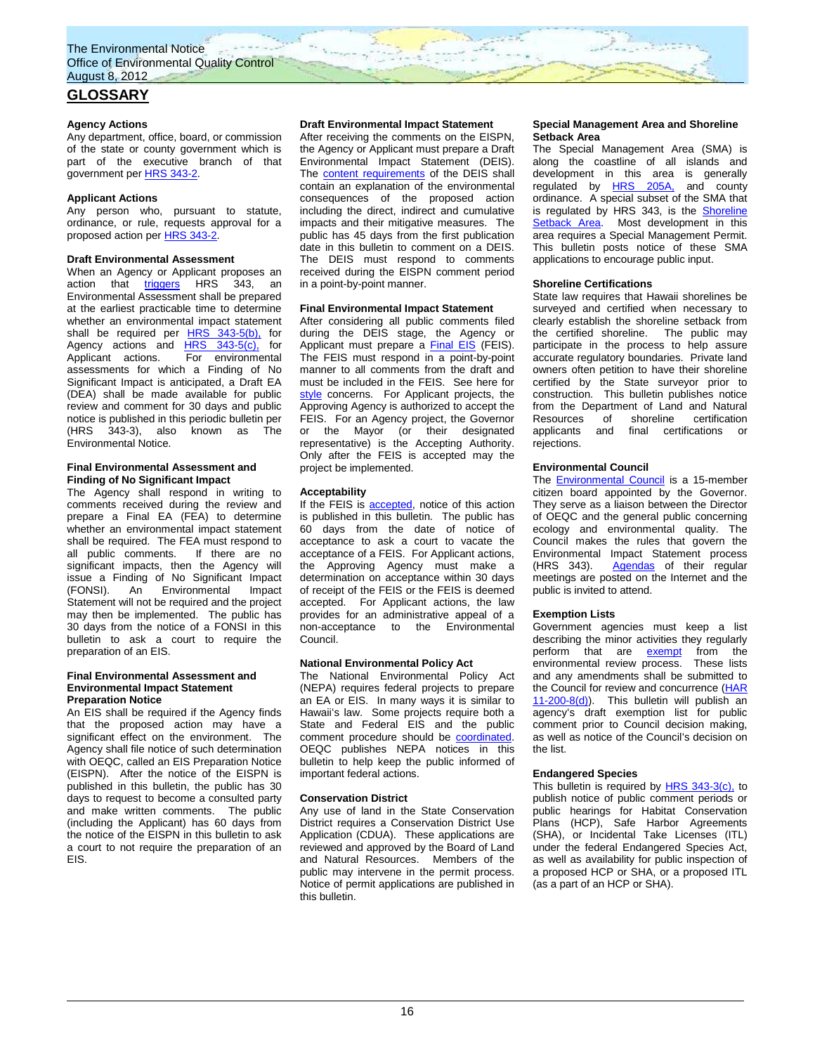## GLOSSARY

### Agency Actions

Any department, office, board, or commission of the state or county government which is part of the executive branch of that government per HRS 343-2.

### Applicant Actions

Any person who, pursuant to statute, ordinance, or rule, requests approval for a proposed action per HRS 343-2.

### Draft Environmental Assessment

When an Agency or Applicant proposes an action that triggers HRS 343, an Environmental Assessment shall be prepared at the earliest practicable time to determine whether an environmental impact statement shall be required per HRS 343-5(b), for Agency actions and HRS 343-5(c), for Applicant actions. For environmental assessments for which a Finding of No Significant Impact is anticipated, a Draft EA (DEA) shall be made available for public review and comment for 30 days and public notice is published in this periodic bulletin per (HRS 343-3), also known as The Environmental Notice.

### Final Environmental Assessment and Finding of No Significant Impact

The Agency shall respond in writing to comments received during the review and prepare a Final EA (FEA) to determine whether an environmental impact statement shall be required. The FEA must respond to all public comments. If there are no significant impacts, then the Agency will issue a Finding of No Significant Impact (FONSI). An Environmental Impact Statement will not be required and the project may then be implemented. The public has 30 days from the notice of a FONSI in this bulletin to ask a court to require the preparation of an EIS.

### Final Environmental Assessment and Environmental Impact Statement Preparation Notice

An EIS shall be required if the Agency finds that the proposed action may have a significant effect on the environment. The Agency shall file notice of such determination with OEQC, called an EIS Preparation Notice (EISPN). After the notice of the EISPN is published in this bulletin, the public has 30 days to request to become a consulted party and make written comments. The public (including the Applicant) has 60 days from the notice of the EISPN in this bulletin to ask a court to not require the preparation of an EIS.

### Draft Environmental Impact Statement

After receiving the comments on the EISPN, the Agency or Applicant must prepare a Draft Environmental Impact Statement (DEIS). The content requirements of the DEIS shall contain an explanation of the environmental consequences of the proposed action including the direct, indirect and cumulative impacts and their mitigative measures. The public has 45 days from the first publication date in this bulletin to comment on a DEIS. The DEIS must respond to comments received during the EISPN comment period in a point-by-point manner.

### Final Environmental Impact Statement

After considering all public comments filed during the DEIS stage, the Agency or Applicant must prepare a Final EIS (FEIS). The FEIS must respond in a point-by-point manner to all comments from the draft and must be included in the FEIS. See here for style concerns. For Applicant projects, the Approving Agency is authorized to accept the FEIS. For an Agency project, the Governor or the Mayor (or their designated representative) is the Accepting Authority. Only after the FEIS is accepted may the project be implemented.

### Acceptability

If the FEIS is accepted, notice of this action is published in this bulletin. The public has 60 days from the date of notice of acceptance to ask a court to vacate the acceptance of a FEIS. For Applicant actions, the Approving Agency must make a determination on acceptance within 30 days of receipt of the FEIS or the FEIS is deemed accepted. For Applicant actions, the law provides for an administrative appeal of a non-acceptance to the Environmental Council.

### National Environmental Policy Act

The National Environmental Policy Act (NEPA) requires federal projects to prepare an EA or EIS. In many ways it is similar to Hawaii's law. Some projects require both a State and Federal EIS and the public comment procedure should be coordinated. OEQC publishes NEPA notices in this bulletin to help keep the public informed of important federal actions.

### Conservation District

Any use of land in the State Conservation District requires a Conservation District Use Application (CDUA). These applications are reviewed and approved by the Board of Land and Natural Resources. Members of the public may intervene in the permit process. Notice of permit applications are published in this bulletin.

### Special Management Area and Shoreline Setback Area

The Special Management Area (SMA) is along the coastline of all islands and development in this area is generally regulated by HRS 205A, and county ordinance. A special subset of the SMA that is regulated by HRS 343, is the Shoreline Setback Area. Most development in this area requires a Special Management Permit. This bulletin posts notice of these SMA applications to encourage public input.

### Shoreline Certifications

State law requires that Hawaii shorelines be surveyed and certified when necessary to clearly establish the shoreline setback from the certified shoreline. The public may participate in the process to help assure accurate regulatory boundaries. Private land owners often petition to have their shoreline certified by the State surveyor prior to construction. This bulletin publishes notice from the Department of Land and Natural Resources of shoreline certification applicants and final certifications or rejections.

### Environmental Council

The Environmental Council is a 15-member citizen board appointed by the Governor. They serve as a liaison between the Director of OEQC and the general public concerning ecology and environmental quality. The Council makes the rules that govern the Environmental Impact Statement process (HRS 343). Agendas of their regular meetings are posted on the Internet and the public is invited to attend.

### Exemption Lists

Government agencies must keep a list describing the minor activities they regularly perform that are exempt from the environmental review process. These lists and any amendments shall be submitted to the Council for review and concurrence (HAR 11-200-8(d)). This bulletin will publish an agency's draft exemption list for public comment prior to Council decision making, as well as notice of the Council's decision on the list.

### Endangered Species

This bulletin is required by HRS 343-3(c), to publish notice of public comment periods or public hearings for Habitat Conservation Plans (HCP), Safe Harbor Agreements (SHA), or Incidental Take Licenses (ITL) under the federal Endangered Species Act, as well as availability for public inspection of a proposed HCP or SHA, or a proposed ITL (as a part of an HCP or SHA).